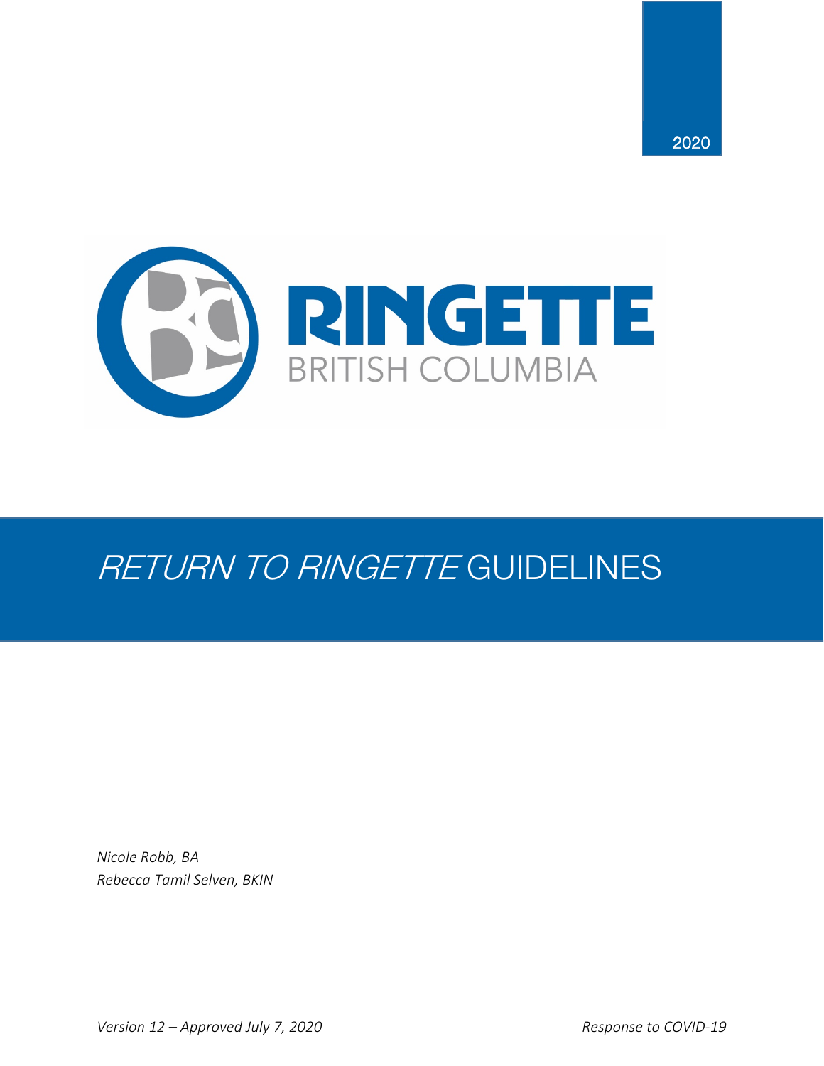2020

RINGETTE
BRITISH COLUMBIA

# *RETURN TO RINGETTE* GUIDELINES

*Nicole Robb, BA*
*Rebecca Tamil Selven, BKIN*

*Version 12 – Approved July 7, 2020* *Response to COVID-19*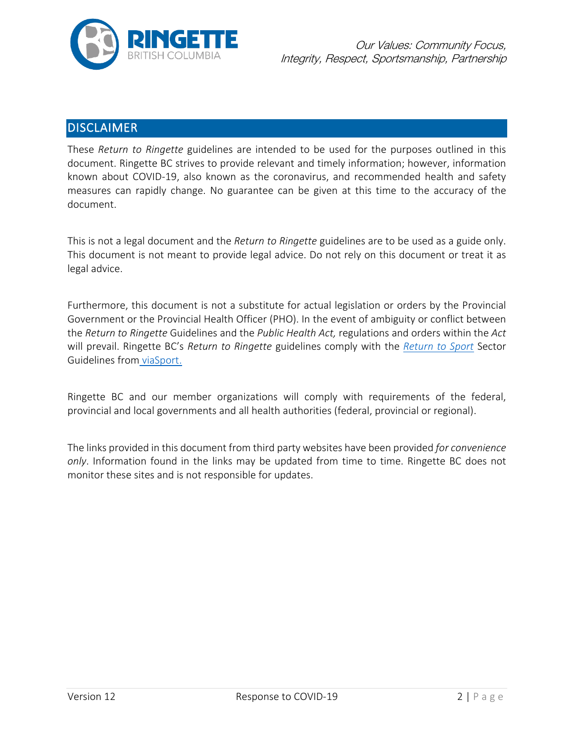## DISCLAIMER

These *Return to Ringette* guidelines are intended to be used for the purposes outlined in this document. Ringette BC strives to provide relevant and timely information; however, information known about COVID-19, also known as the coronavirus, and recommended health and safety measures can rapidly change. No guarantee can be given at this time to the accuracy of the document.

This is not a legal document and the *Return to Ringette* guidelines are to be used as a guide only. This document is not meant to provide legal advice. Do not rely on this document or treat it as legal advice.

Furthermore, this document is not a substitute for actual legislation or orders by the Provincial Government or the Provincial Health Officer (PHO). In the event of ambiguity or conflict between the *Return to Ringette* Guidelines and the *Public Health Act,* regulations and orders within the *Act* will prevail. Ringette BC's *Return to Ringette* guidelines comply with the *Return to Sport* Sector Guidelines from viaSport.

Ringette BC and our member organizations will comply with requirements of the federal, provincial and local governments and all health authorities (federal, provincial or regional).

The links provided in this document from third party websites have been provided *for convenience only*. Information found in the links may be updated from time to time. Ringette BC does not monitor these sites and is not responsible for updates.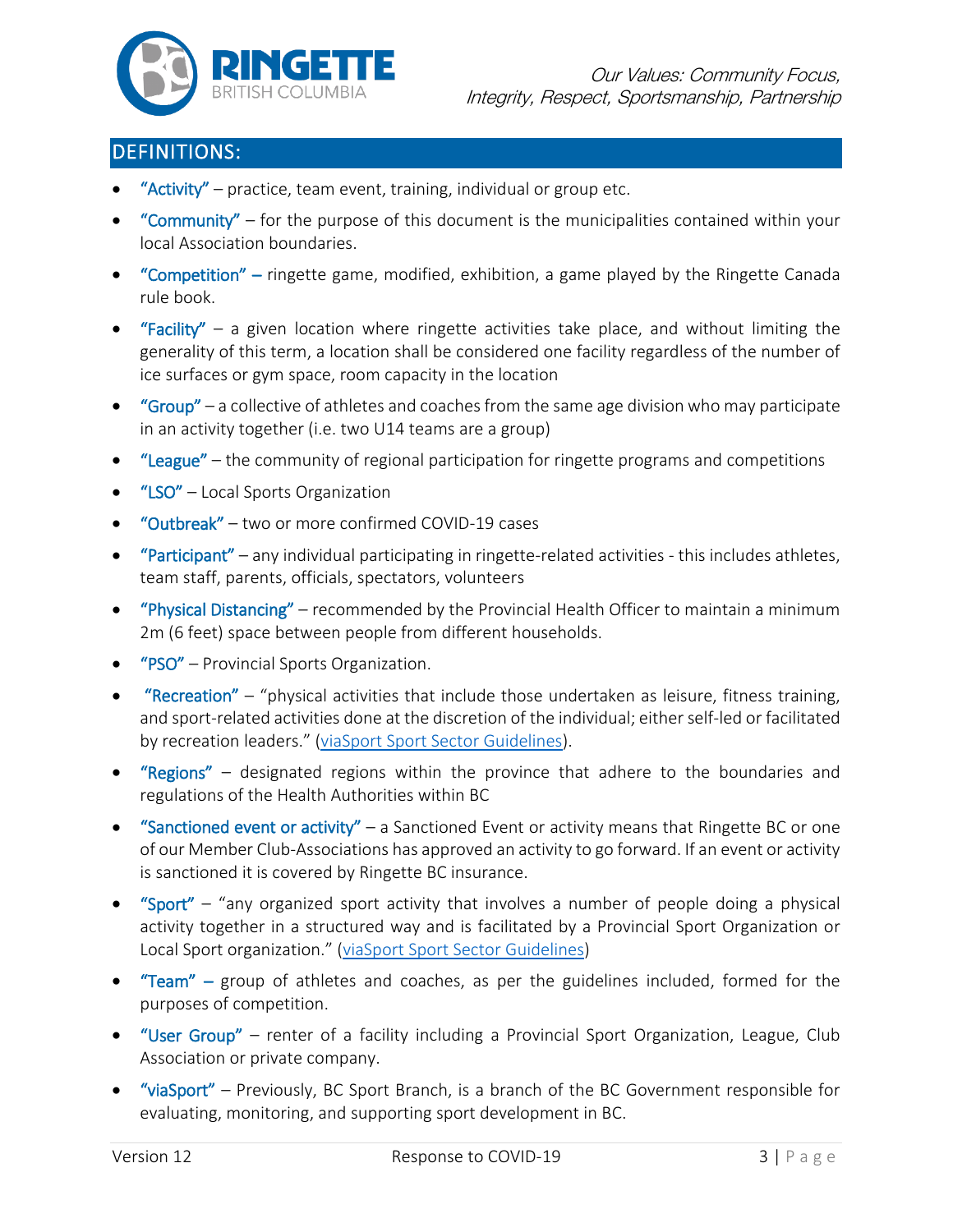## DEFINITIONS:

- "Activity" – practice, team event, training, individual or group etc.
- "Community" – for the purpose of this document is the municipalities contained within your local Association boundaries.
- "Competition" – ringette game, modified, exhibition, a game played by the Ringette Canada rule book.
- "Facility" – a given location where ringette activities take place, and without limiting the generality of this term, a location shall be considered one facility regardless of the number of ice surfaces or gym space, room capacity in the location
- "Group" – a collective of athletes and coaches from the same age division who may participate in an activity together (i.e. two U14 teams are a group)
- "League" – the community of regional participation for ringette programs and competitions
- "LSO" – Local Sports Organization
- "Outbreak" – two or more confirmed COVID-19 cases
- "Participant" – any individual participating in ringette-related activities - this includes athletes, team staff, parents, officials, spectators, volunteers
- "Physical Distancing" – recommended by the Provincial Health Officer to maintain a minimum 2m (6 feet) space between people from different households.
- "PSO" – Provincial Sports Organization.
- "Recreation" – "physical activities that include those undertaken as leisure, fitness training, and sport-related activities done at the discretion of the individual; either self-led or facilitated by recreation leaders." (viaSport Sport Sector Guidelines).
- "Regions" – designated regions within the province that adhere to the boundaries and regulations of the Health Authorities within BC
- "Sanctioned event or activity" – a Sanctioned Event or activity means that Ringette BC or one of our Member Club-Associations has approved an activity to go forward. If an event or activity is sanctioned it is covered by Ringette BC insurance.
- "Sport" – "any organized sport activity that involves a number of people doing a physical activity together in a structured way and is facilitated by a Provincial Sport Organization or Local Sport organization." (viaSport Sport Sector Guidelines)
- "Team" – group of athletes and coaches, as per the guidelines included, formed for the purposes of competition.
- "User Group" – renter of a facility including a Provincial Sport Organization, League, Club Association or private company.
- "viaSport" – Previously, BC Sport Branch, is a branch of the BC Government responsible for evaluating, monitoring, and supporting sport development in BC.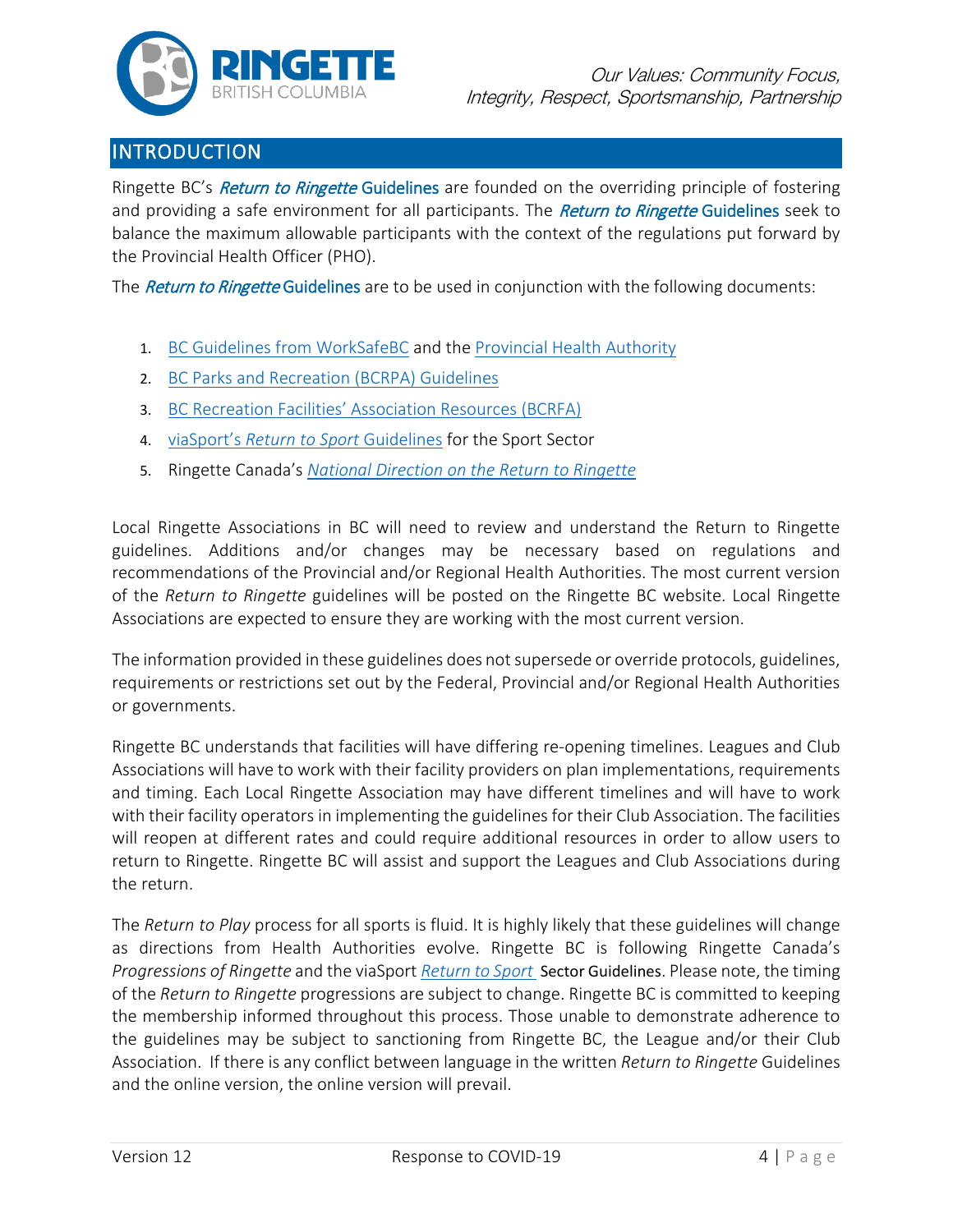## INTRODUCTION

Ringette BC's *Return to Ringette* Guidelines are founded on the overriding principle of fostering and providing a safe environment for all participants. The *Return to Ringette* Guidelines seek to balance the maximum allowable participants with the context of the regulations put forward by the Provincial Health Officer (PHO).

The *Return to Ringette* Guidelines are to be used in conjunction with the following documents:

1. BC Guidelines from WorkSafeBC and the Provincial Health Authority
2. BC Parks and Recreation (BCRPA) Guidelines
3. BC Recreation Facilities' Association Resources (BCRFA)
4. viaSport's *Return to Sport* Guidelines for the Sport Sector
5. Ringette Canada's *National Direction on the Return to Ringette*

Local Ringette Associations in BC will need to review and understand the Return to Ringette guidelines. Additions and/or changes may be necessary based on regulations and recommendations of the Provincial and/or Regional Health Authorities. The most current version of the *Return to Ringette* guidelines will be posted on the Ringette BC website. Local Ringette Associations are expected to ensure they are working with the most current version.

The information provided in these guidelines does not supersede or override protocols, guidelines, requirements or restrictions set out by the Federal, Provincial and/or Regional Health Authorities or governments.

Ringette BC understands that facilities will have differing re-opening timelines. Leagues and Club Associations will have to work with their facility providers on plan implementations, requirements and timing. Each Local Ringette Association may have different timelines and will have to work with their facility operators in implementing the guidelines for their Club Association. The facilities will reopen at different rates and could require additional resources in order to allow users to return to Ringette. Ringette BC will assist and support the Leagues and Club Associations during the return.

The *Return to Play* process for all sports is fluid. It is highly likely that these guidelines will change as directions from Health Authorities evolve. Ringette BC is following Ringette Canada's *Progressions of Ringette* and the viaSport *Return to Sport* Sector Guidelines. Please note, the timing of the *Return to Ringette* progressions are subject to change. Ringette BC is committed to keeping the membership informed throughout this process. Those unable to demonstrate adherence to the guidelines may be subject to sanctioning from Ringette BC, the League and/or their Club Association. If there is any conflict between language in the written *Return to Ringette* Guidelines and the online version, the online version will prevail.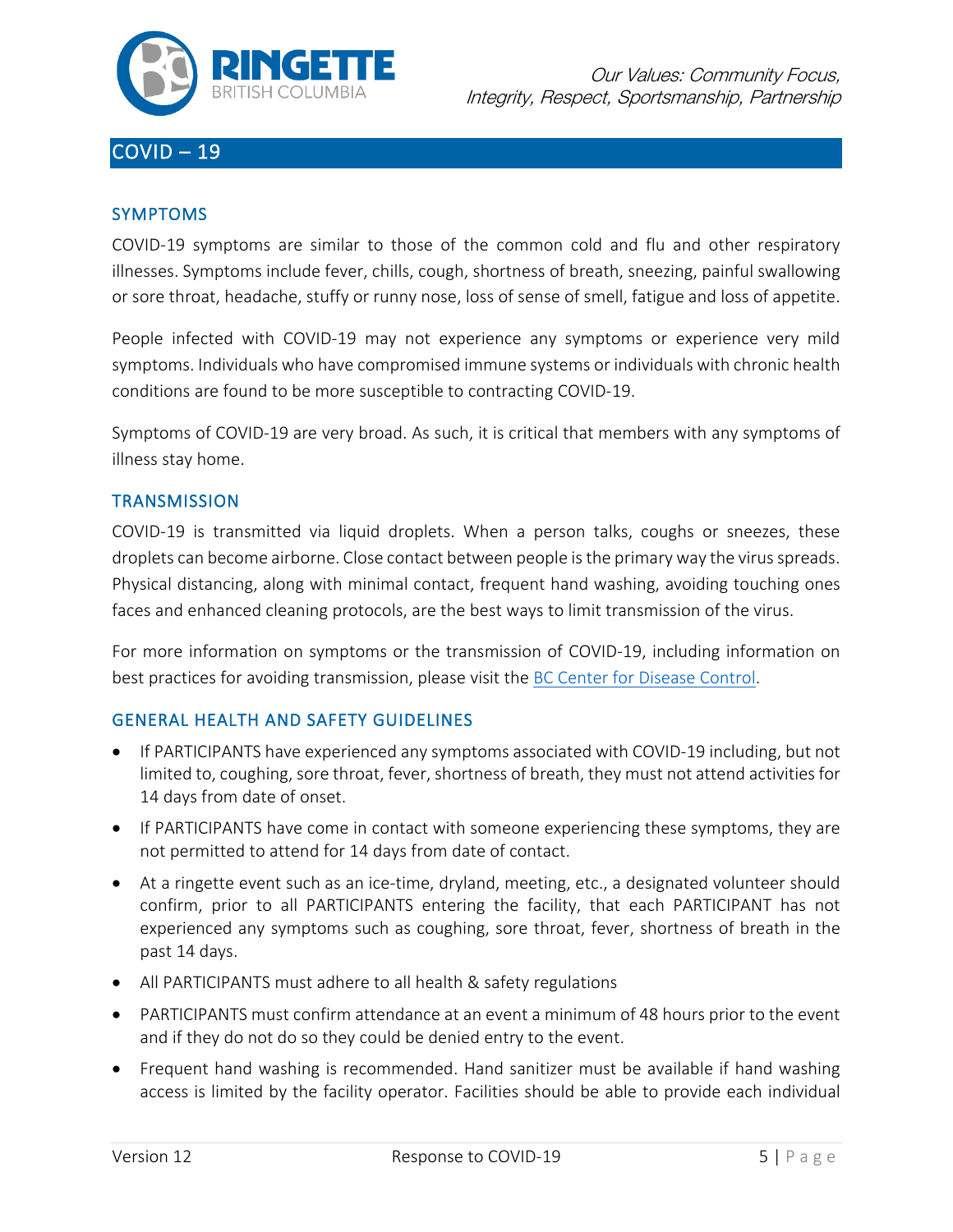## COVID – 19

### SYMPTOMS

COVID-19 symptoms are similar to those of the common cold and flu and other respiratory illnesses. Symptoms include fever, chills, cough, shortness of breath, sneezing, painful swallowing or sore throat, headache, stuffy or runny nose, loss of sense of smell, fatigue and loss of appetite.

People infected with COVID-19 may not experience any symptoms or experience very mild symptoms. Individuals who have compromised immune systems or individuals with chronic health conditions are found to be more susceptible to contracting COVID-19.

Symptoms of COVID-19 are very broad. As such, it is critical that members with any symptoms of illness stay home.

### TRANSMISSION

COVID-19 is transmitted via liquid droplets. When a person talks, coughs or sneezes, these droplets can become airborne. Close contact between people is the primary way the virus spreads. Physical distancing, along with minimal contact, frequent hand washing, avoiding touching ones faces and enhanced cleaning protocols, are the best ways to limit transmission of the virus.

For more information on symptoms or the transmission of COVID-19, including information on best practices for avoiding transmission, please visit the BC Center for Disease Control.

### GENERAL HEALTH AND SAFETY GUIDELINES

- If PARTICIPANTS have experienced any symptoms associated with COVID-19 including, but not limited to, coughing, sore throat, fever, shortness of breath, they must not attend activities for 14 days from date of onset.
- If PARTICIPANTS have come in contact with someone experiencing these symptoms, they are not permitted to attend for 14 days from date of contact.
- At a ringette event such as an ice-time, dryland, meeting, etc., a designated volunteer should confirm, prior to all PARTICIPANTS entering the facility, that each PARTICIPANT has not experienced any symptoms such as coughing, sore throat, fever, shortness of breath in the past 14 days.
- All PARTICIPANTS must adhere to all health & safety regulations
- PARTICIPANTS must confirm attendance at an event a minimum of 48 hours prior to the event and if they do not do so they could be denied entry to the event.
- Frequent hand washing is recommended. Hand sanitizer must be available if hand washing access is limited by the facility operator. Facilities should be able to provide each individual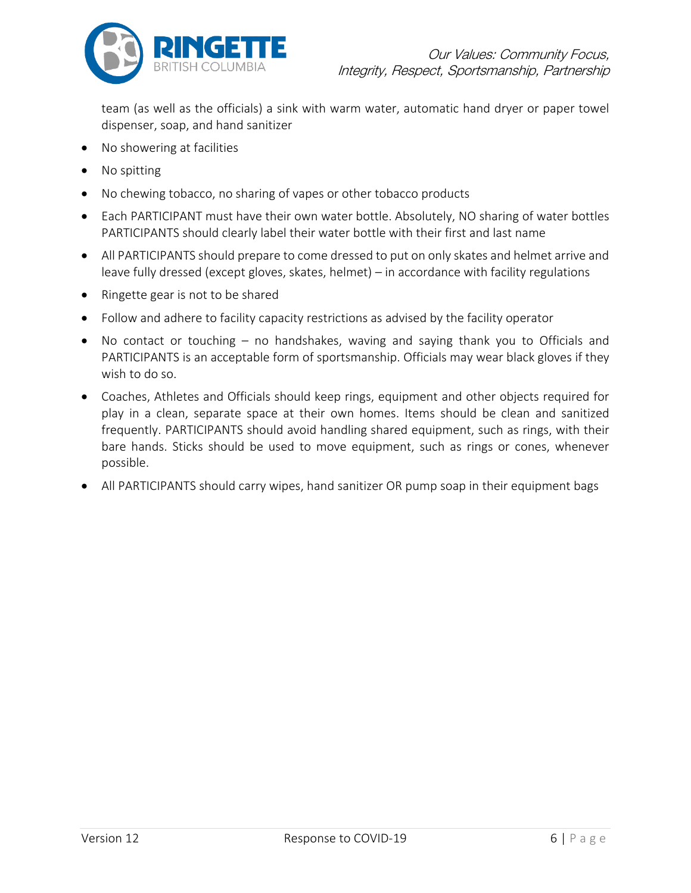team (as well as the officials) a sink with warm water, automatic hand dryer or paper towel dispenser, soap, and hand sanitizer

- No showering at facilities
- No spitting
- No chewing tobacco, no sharing of vapes or other tobacco products
- Each PARTICIPANT must have their own water bottle. Absolutely, NO sharing of water bottles PARTICIPANTS should clearly label their water bottle with their first and last name
- All PARTICIPANTS should prepare to come dressed to put on only skates and helmet arrive and leave fully dressed (except gloves, skates, helmet) – in accordance with facility regulations
- Ringette gear is not to be shared
- Follow and adhere to facility capacity restrictions as advised by the facility operator
- No contact or touching – no handshakes, waving and saying thank you to Officials and PARTICIPANTS is an acceptable form of sportsmanship. Officials may wear black gloves if they wish to do so.
- Coaches, Athletes and Officials should keep rings, equipment and other objects required for play in a clean, separate space at their own homes. Items should be clean and sanitized frequently. PARTICIPANTS should avoid handling shared equipment, such as rings, with their bare hands. Sticks should be used to move equipment, such as rings or cones, whenever possible.
- All PARTICIPANTS should carry wipes, hand sanitizer OR pump soap in their equipment bags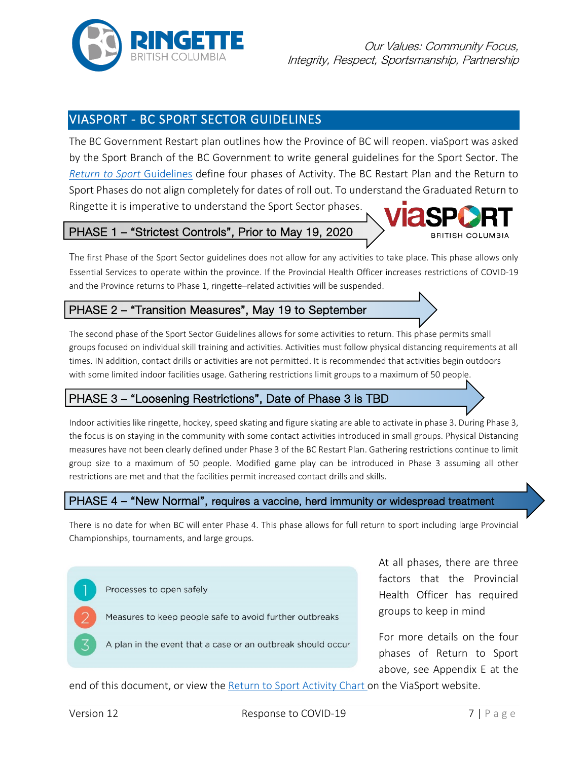## VIASPORT - BC SPORT SECTOR GUIDELINES

The BC Government Restart plan outlines how the Province of BC will reopen. viaSport was asked by the Sport Branch of the BC Government to write general guidelines for the Sport Sector. The *Return to Sport* Guidelines define four phases of Activity. The BC Restart Plan and the Return to Sport Phases do not align completely for dates of roll out. To understand the Graduated Return to Ringette it is imperative to understand the Sport Sector phases.

### PHASE 1 – "Strictest Controls", Prior to May 19, 2020

The first Phase of the Sport Sector guidelines does not allow for any activities to take place. This phase allows only Essential Services to operate within the province. If the Provincial Health Officer increases restrictions of COVID-19 and the Province returns to Phase 1, ringette–related activities will be suspended.

### PHASE 2 – "Transition Measures", May 19 to September

The second phase of the Sport Sector Guidelines allows for some activities to return. This phase permits small groups focused on individual skill training and activities. Activities must follow physical distancing requirements at all times. IN addition, contact drills or activities are not permitted. It is recommended that activities begin outdoors with some limited indoor facilities usage. Gathering restrictions limit groups to a maximum of 50 people.

### PHASE 3 – "Loosening Restrictions", Date of Phase 3 is TBD

Indoor activities like ringette, hockey, speed skating and figure skating are able to activate in phase 3. During Phase 3, the focus is on staying in the community with some contact activities introduced in small groups. Physical Distancing measures have not been clearly defined under Phase 3 of the BC Restart Plan. Gathering restrictions continue to limit group size to a maximum of 50 people. Modified game play can be introduced in Phase 3 assuming all other restrictions are met and that the facilities permit increased contact drills and skills.

### PHASE 4 – "New Normal", requires a vaccine, herd immunity or widespread treatment

There is no date for when BC will enter Phase 4. This phase allows for full return to sport including large Provincial Championships, tournaments, and large groups.

1. Processes to open safely
2. Measures to keep people safe to avoid further outbreaks
3. A plan in the event that a case or an outbreak should occur

At all phases, there are three factors that the Provincial Health Officer has required groups to keep in mind

For more details on the four phases of Return to Sport above, see Appendix E at the end of this document, or view the Return to Sport Activity Chart on the ViaSport website.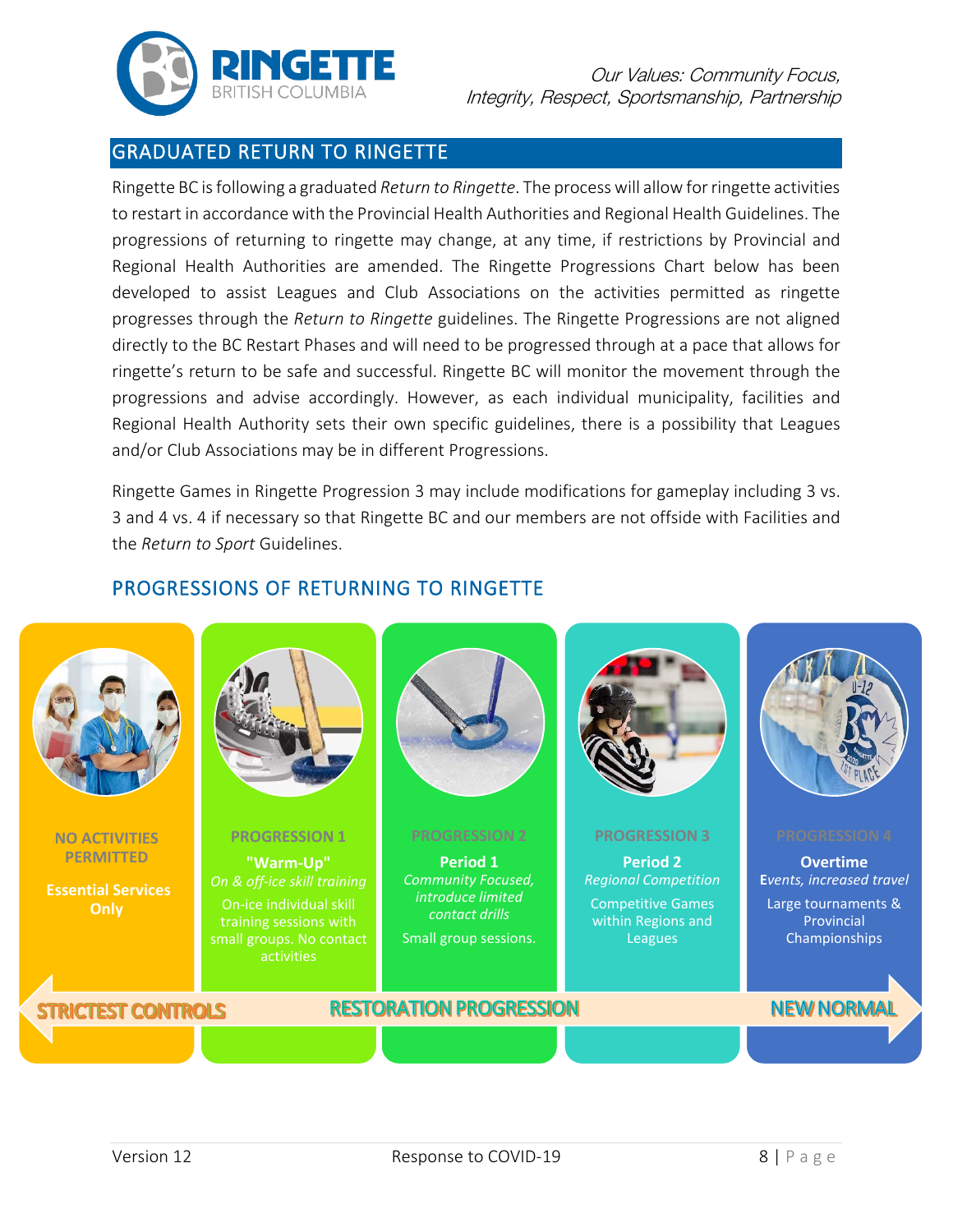## GRADUATED RETURN TO RINGETTE

Ringette BC is following a graduated *Return to Ringette*. The process will allow for ringette activities to restart in accordance with the Provincial Health Authorities and Regional Health Guidelines. The progressions of returning to ringette may change, at any time, if restrictions by Provincial and Regional Health Authorities are amended. The Ringette Progressions Chart below has been developed to assist Leagues and Club Associations on the activities permitted as ringette progresses through the *Return to Ringette* guidelines. The Ringette Progressions are not aligned directly to the BC Restart Phases and will need to be progressed through at a pace that allows for ringette's return to be safe and successful. Ringette BC will monitor the movement through the progressions and advise accordingly. However, as each individual municipality, facilities and Regional Health Authority sets their own specific guidelines, there is a possibility that Leagues and/or Club Associations may be in different Progressions.

Ringette Games in Ringette Progression 3 may include modifications for gameplay including 3 vs. 3 and 4 vs. 4 if necessary so that Ringette BC and our members are not offside with Facilities and the *Return to Sport* Guidelines.

## PROGRESSIONS OF RETURNING TO RINGETTE

| NO ACTIVITIES PERMITTED | PROGRESSION 1 | PROGRESSION 2 | PROGRESSION 3 | PROGRESSION 4 |
|---|---|---|---|---|
| **Essential Services Only** | **"Warm-Up"**<br>*On & off-ice skill training*<br>On-ice individual skill training sessions with small groups. No contact activities | **Period 1**<br>*Community Focused, introduce limited contact drills*<br>Small group sessions. | **Period 2**<br>*Regional Competition*<br>Competitive Games within Regions and Leagues | **Overtime**<br>*Events, increased travel*<br>Large tournaments & Provincial Championships |

STRICTEST CONTROLS ← RESTORATION PROGRESSION → NEW NORMAL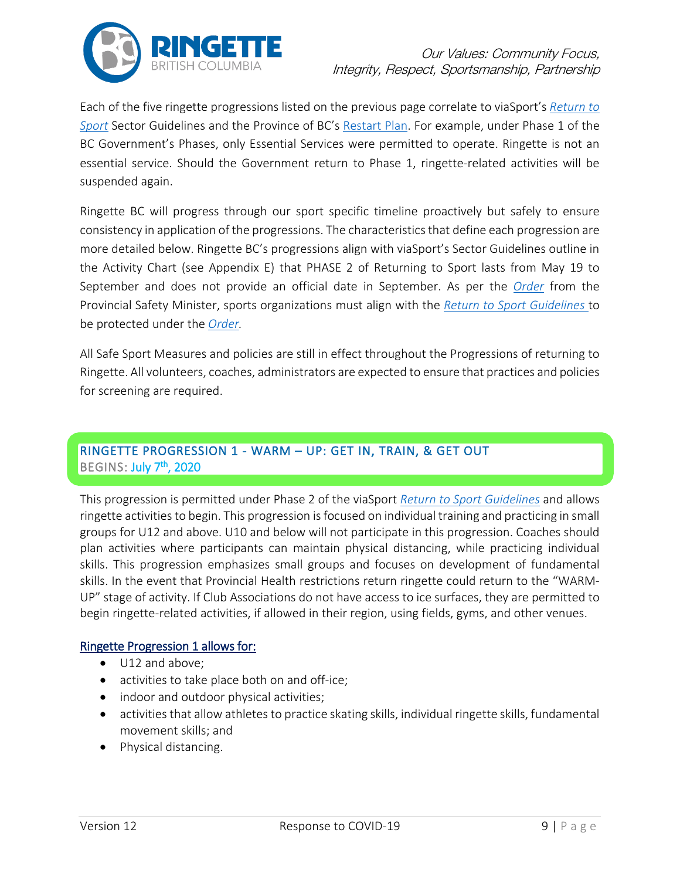Each of the five ringette progressions listed on the previous page correlate to viaSport's *Return to Sport* Sector Guidelines and the Province of BC's Restart Plan. For example, under Phase 1 of the BC Government's Phases, only Essential Services were permitted to operate. Ringette is not an essential service. Should the Government return to Phase 1, ringette-related activities will be suspended again.

Ringette BC will progress through our sport specific timeline proactively but safely to ensure consistency in application of the progressions. The characteristics that define each progression are more detailed below. Ringette BC's progressions align with viaSport's Sector Guidelines outline in the Activity Chart (see Appendix E) that PHASE 2 of Returning to Sport lasts from May 19 to September and does not provide an official date in September. As per the *Order* from the Provincial Safety Minister, sports organizations must align with the *Return to Sport Guidelines* to be protected under the *Order*.

All Safe Sport Measures and policies are still in effect throughout the Progressions of returning to Ringette. All volunteers, coaches, administrators are expected to ensure that practices and policies for screening are required.

## RINGETTE PROGRESSION 1 - WARM – UP: GET IN, TRAIN, & GET OUT

BEGINS: July 7th, 2020

This progression is permitted under Phase 2 of the viaSport *Return to Sport Guidelines* and allows ringette activities to begin. This progression is focused on individual training and practicing in small groups for U12 and above. U10 and below will not participate in this progression. Coaches should plan activities where participants can maintain physical distancing, while practicing individual skills. This progression emphasizes small groups and focuses on development of fundamental skills. In the event that Provincial Health restrictions return ringette could return to the "WARM-UP" stage of activity. If Club Associations do not have access to ice surfaces, they are permitted to begin ringette-related activities, if allowed in their region, using fields, gyms, and other venues.

Ringette Progression 1 allows for:

- U12 and above;
- activities to take place both on and off-ice;
- indoor and outdoor physical activities;
- activities that allow athletes to practice skating skills, individual ringette skills, fundamental movement skills; and
- Physical distancing.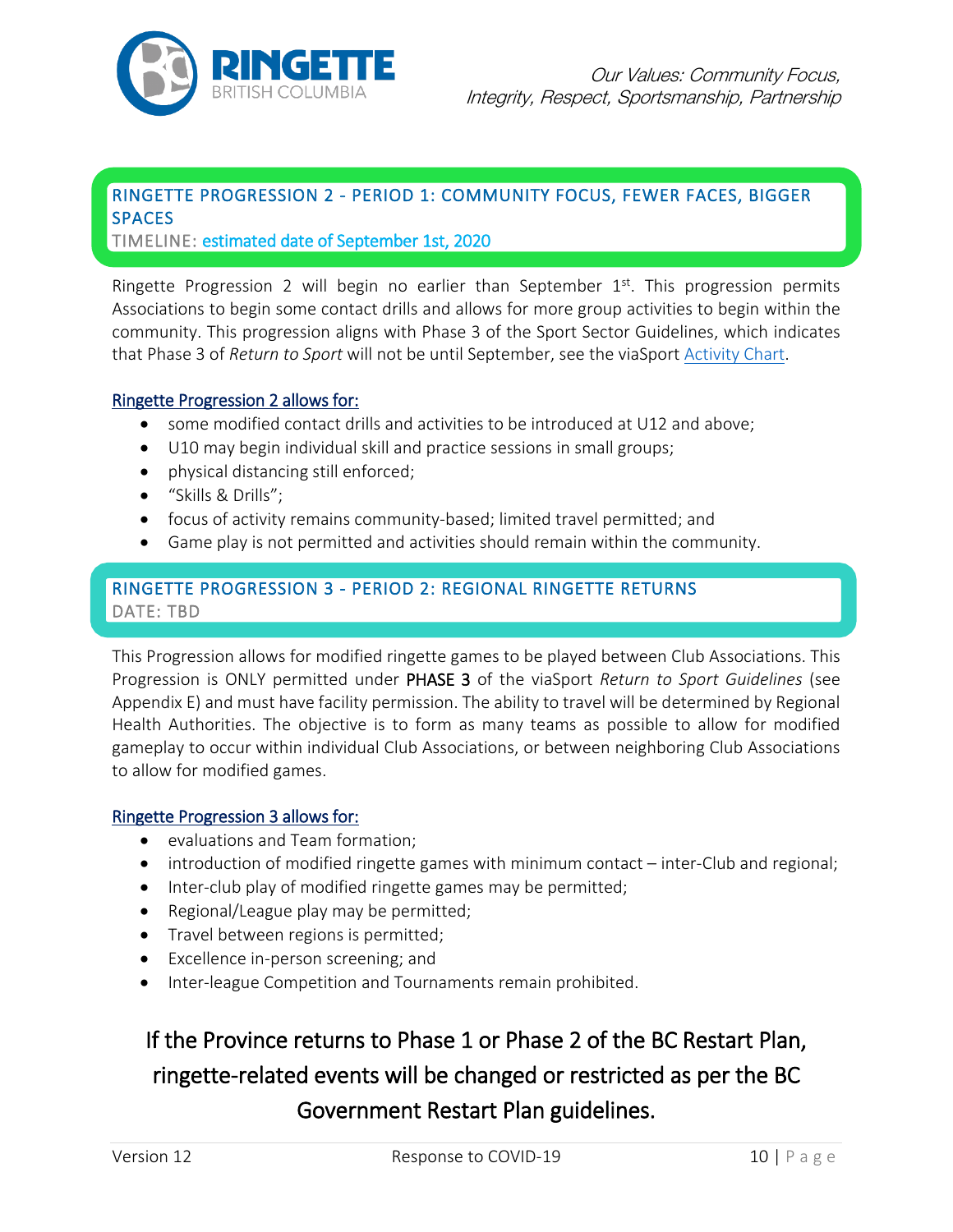## RINGETTE PROGRESSION 2 - PERIOD 1: COMMUNITY FOCUS, FEWER FACES, BIGGER SPACES

TIMELINE: estimated date of September 1st, 2020

Ringette Progression 2 will begin no earlier than September 1st. This progression permits Associations to begin some contact drills and allows for more group activities to begin within the community. This progression aligns with Phase 3 of the Sport Sector Guidelines, which indicates that Phase 3 of *Return to Sport* will not be until September, see the viaSport Activity Chart.

Ringette Progression 2 allows for:

- some modified contact drills and activities to be introduced at U12 and above;
- U10 may begin individual skill and practice sessions in small groups;
- physical distancing still enforced;
- "Skills & Drills";
- focus of activity remains community-based; limited travel permitted; and
- Game play is not permitted and activities should remain within the community.

## RINGETTE PROGRESSION 3 - PERIOD 2: REGIONAL RINGETTE RETURNS

DATE: TBD

This Progression allows for modified ringette games to be played between Club Associations. This Progression is ONLY permitted under PHASE 3 of the viaSport *Return to Sport Guidelines* (see Appendix E) and must have facility permission. The ability to travel will be determined by Regional Health Authorities. The objective is to form as many teams as possible to allow for modified gameplay to occur within individual Club Associations, or between neighboring Club Associations to allow for modified games.

Ringette Progression 3 allows for:

- evaluations and Team formation;
- introduction of modified ringette games with minimum contact – inter-Club and regional;
- Inter-club play of modified ringette games may be permitted;
- Regional/League play may be permitted;
- Travel between regions is permitted;
- Excellence in-person screening; and
- Inter-league Competition and Tournaments remain prohibited.

**If the Province returns to Phase 1 or Phase 2 of the BC Restart Plan, ringette-related events will be changed or restricted as per the BC Government Restart Plan guidelines.**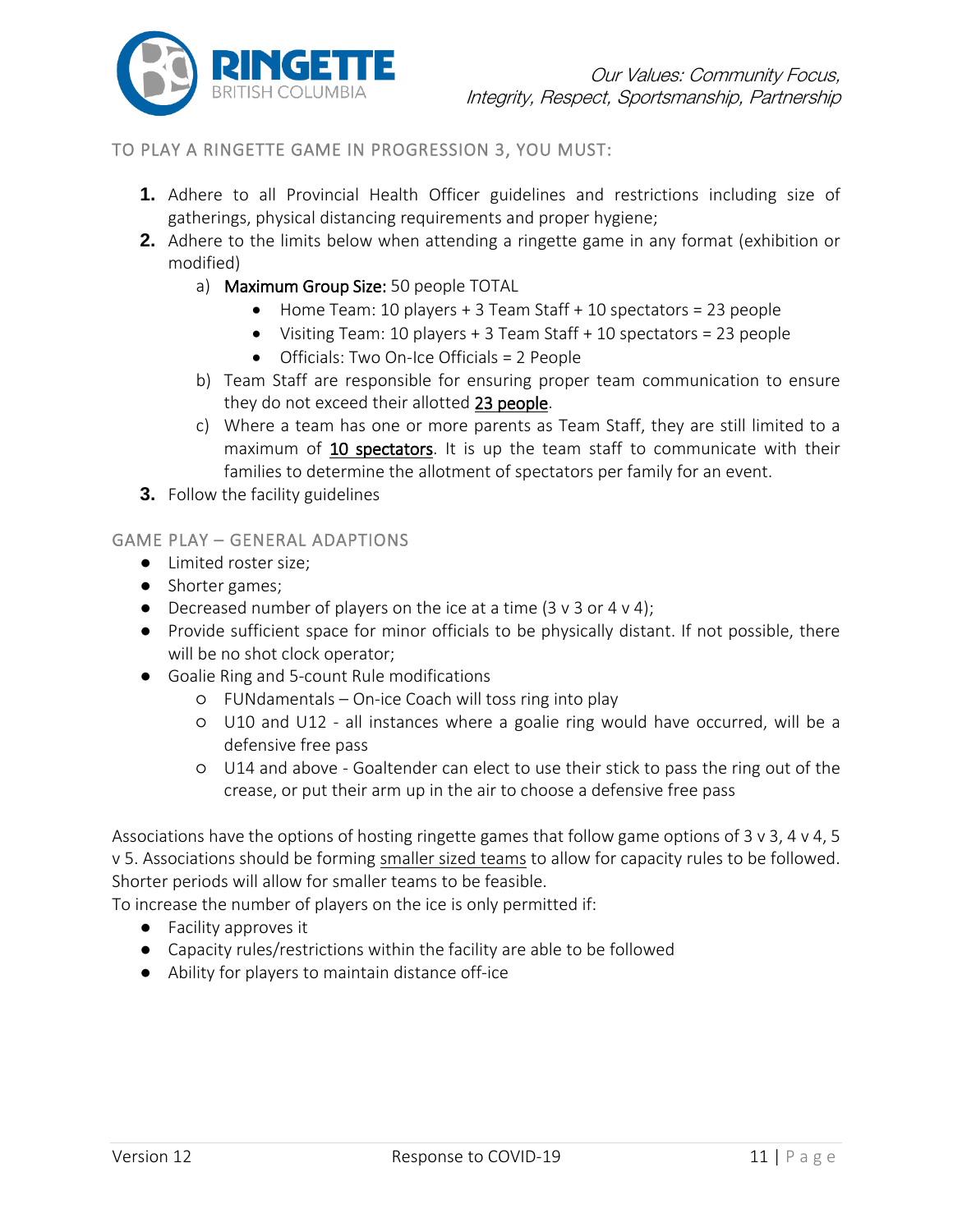## TO PLAY A RINGETTE GAME IN PROGRESSION 3, YOU MUST:

1. Adhere to all Provincial Health Officer guidelines and restrictions including size of gatherings, physical distancing requirements and proper hygiene;
2. Adhere to the limits below when attending a ringette game in any format (exhibition or modified)
   a) Maximum Group Size: 50 people TOTAL
      - Home Team: 10 players + 3 Team Staff + 10 spectators = 23 people
      - Visiting Team: 10 players + 3 Team Staff + 10 spectators = 23 people
      - Officials: Two On-Ice Officials = 2 People

   b) Team Staff are responsible for ensuring proper team communication to ensure they do not exceed their allotted 23 people.

   c) Where a team has one or more parents as Team Staff, they are still limited to a maximum of 10 spectators. It is up the team staff to communicate with their families to determine the allotment of spectators per family for an event.
3. Follow the facility guidelines

## GAME PLAY – GENERAL ADAPTIONS

- Limited roster size;
- Shorter games;
- Decreased number of players on the ice at a time (3 v 3 or 4 v 4);
- Provide sufficient space for minor officials to be physically distant. If not possible, there will be no shot clock operator;
- Goalie Ring and 5-count Rule modifications
  - FUNdamentals – On-ice Coach will toss ring into play
  - U10 and U12 - all instances where a goalie ring would have occurred, will be a defensive free pass
  - U14 and above - Goaltender can elect to use their stick to pass the ring out of the crease, or put their arm up in the air to choose a defensive free pass

Associations have the options of hosting ringette games that follow game options of 3 v 3, 4 v 4, 5 v 5. Associations should be forming smaller sized teams to allow for capacity rules to be followed. Shorter periods will allow for smaller teams to be feasible.

To increase the number of players on the ice is only permitted if:

- Facility approves it
- Capacity rules/restrictions within the facility are able to be followed
- Ability for players to maintain distance off-ice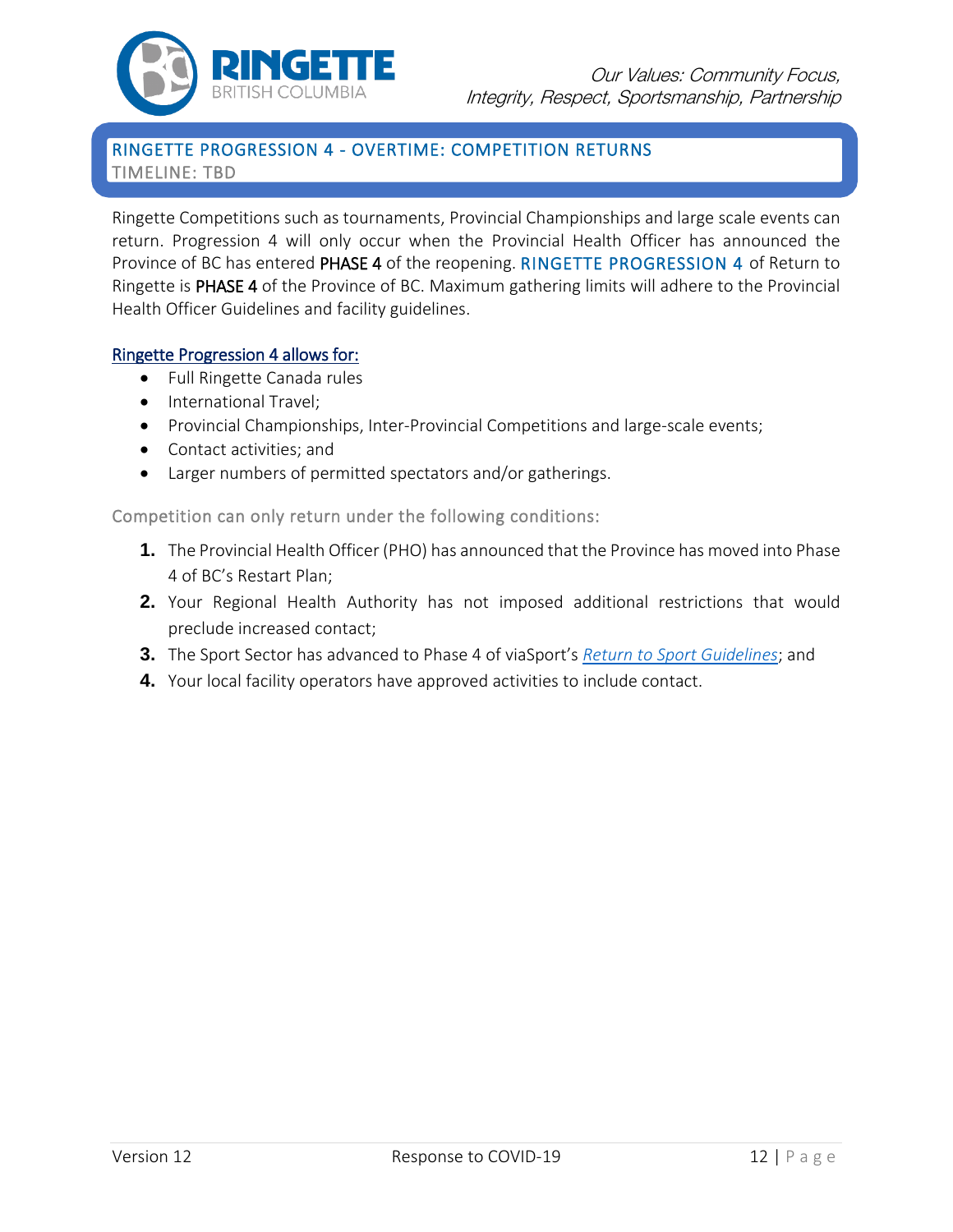## RINGETTE PROGRESSION 4 - OVERTIME: COMPETITION RETURNS

TIMELINE: TBD

Ringette Competitions such as tournaments, Provincial Championships and large scale events can return. Progression 4 will only occur when the Provincial Health Officer has announced the Province of BC has entered **PHASE 4** of the reopening. RINGETTE PROGRESSION 4 of Return to Ringette is **PHASE 4** of the Province of BC. Maximum gathering limits will adhere to the Provincial Health Officer Guidelines and facility guidelines.

Ringette Progression 4 allows for:

- Full Ringette Canada rules
- International Travel;
- Provincial Championships, Inter-Provincial Competitions and large-scale events;
- Contact activities; and
- Larger numbers of permitted spectators and/or gatherings.

Competition can only return under the following conditions:

1. The Provincial Health Officer (PHO) has announced that the Province has moved into Phase 4 of BC's Restart Plan;
2. Your Regional Health Authority has not imposed additional restrictions that would preclude increased contact;
3. The Sport Sector has advanced to Phase 4 of viaSport's *Return to Sport Guidelines*; and
4. Your local facility operators have approved activities to include contact.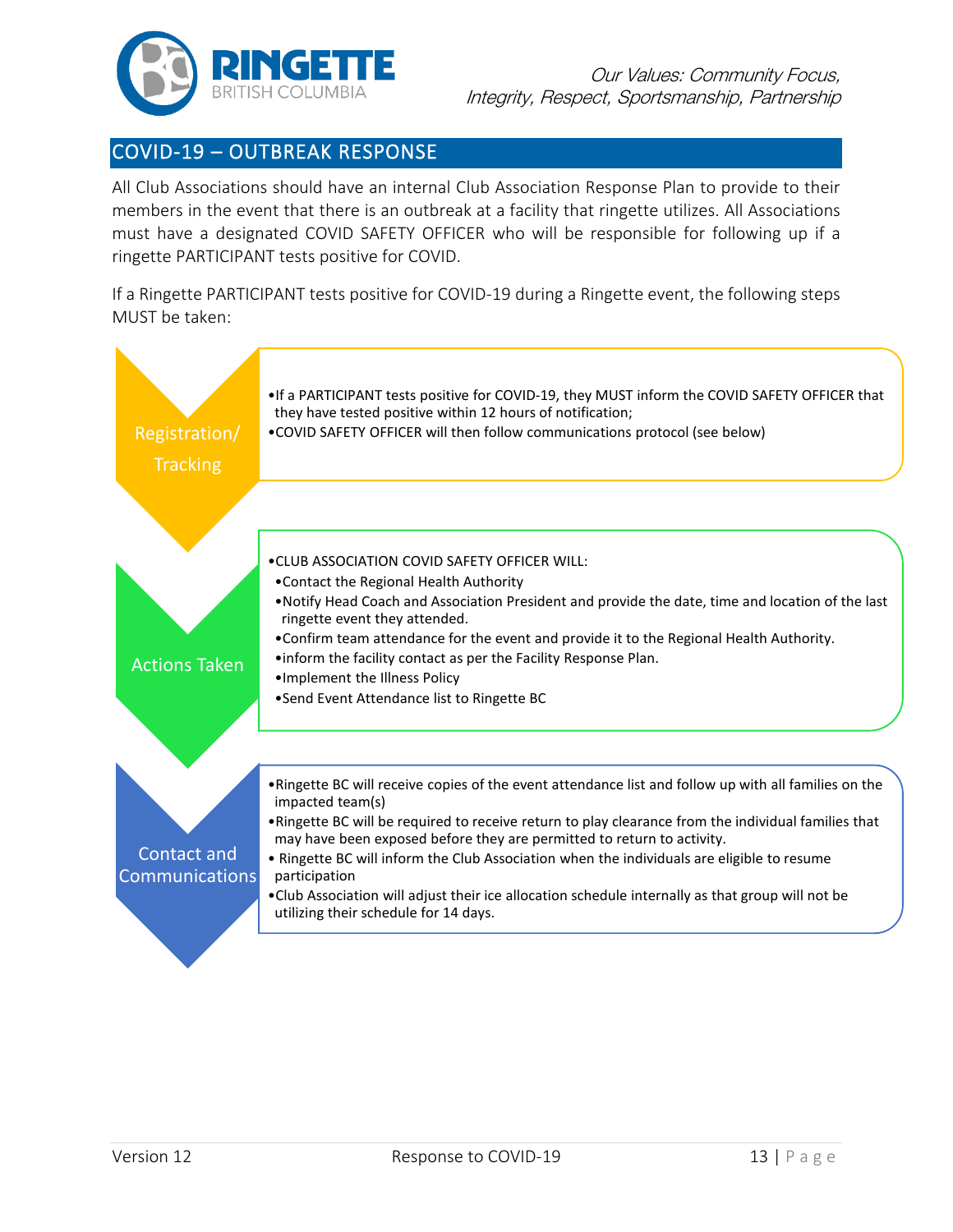## COVID-19 – OUTBREAK RESPONSE

All Club Associations should have an internal Club Association Response Plan to provide to their members in the event that there is an outbreak at a facility that ringette utilizes. All Associations must have a designated COVID SAFETY OFFICER who will be responsible for following up if a ringette PARTICIPANT tests positive for COVID.

If a Ringette PARTICIPANT tests positive for COVID-19 during a Ringette event, the following steps MUST be taken:

### Registration/ Tracking

- If a PARTICIPANT tests positive for COVID-19, they MUST inform the COVID SAFETY OFFICER that they have tested positive within 12 hours of notification;
- COVID SAFETY OFFICER will then follow communications protocol (see below)

### Actions Taken

- CLUB ASSOCIATION COVID SAFETY OFFICER WILL:
  - Contact the Regional Health Authority
  - Notify Head Coach and Association President and provide the date, time and location of the last ringette event they attended.
  - Confirm team attendance for the event and provide it to the Regional Health Authority.
  - inform the facility contact as per the Facility Response Plan.
  - Implement the Illness Policy
  - Send Event Attendance list to Ringette BC

### Contact and Communications

- Ringette BC will receive copies of the event attendance list and follow up with all families on the impacted team(s)
- Ringette BC will be required to receive return to play clearance from the individual families that may have been exposed before they are permitted to return to activity.
- Ringette BC will inform the Club Association when the individuals are eligible to resume participation
- Club Association will adjust their ice allocation schedule internally as that group will not be utilizing their schedule for 14 days.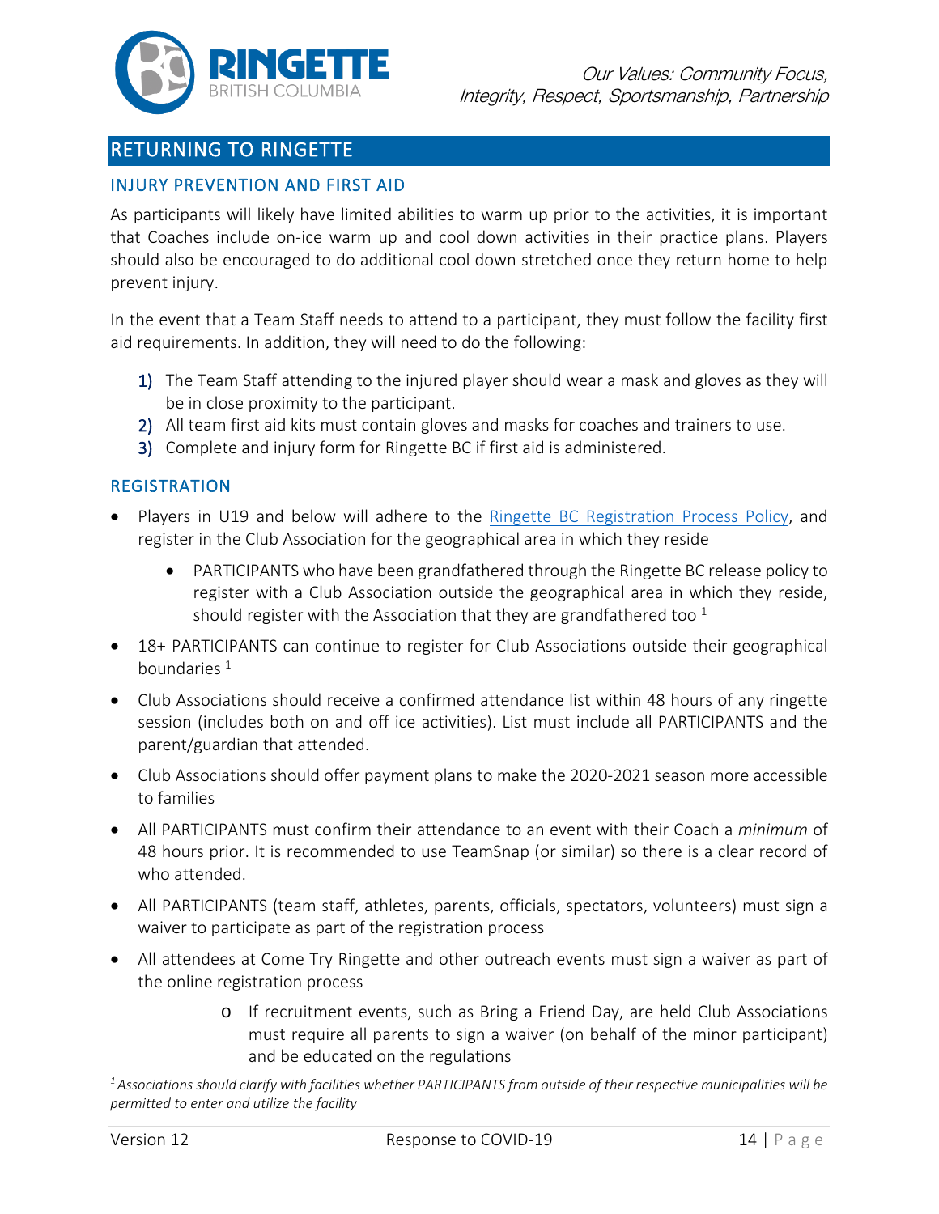## RETURNING TO RINGETTE

### INJURY PREVENTION AND FIRST AID

As participants will likely have limited abilities to warm up prior to the activities, it is important that Coaches include on-ice warm up and cool down activities in their practice plans. Players should also be encouraged to do additional cool down stretched once they return home to help prevent injury.

In the event that a Team Staff needs to attend to a participant, they must follow the facility first aid requirements. In addition, they will need to do the following:

1) The Team Staff attending to the injured player should wear a mask and gloves as they will be in close proximity to the participant.
2) All team first aid kits must contain gloves and masks for coaches and trainers to use.
3) Complete and injury form for Ringette BC if first aid is administered.

### REGISTRATION

- Players in U19 and below will adhere to the Ringette BC Registration Process Policy, and register in the Club Association for the geographical area in which they reside
    - PARTICIPANTS who have been grandfathered through the Ringette BC release policy to register with a Club Association outside the geographical area in which they reside, should register with the Association that they are grandfathered too [1]
- 18+ PARTICIPANTS can continue to register for Club Associations outside their geographical boundaries [1]
- Club Associations should receive a confirmed attendance list within 48 hours of any ringette session (includes both on and off ice activities). List must include all PARTICIPANTS and the parent/guardian that attended.
- Club Associations should offer payment plans to make the 2020-2021 season more accessible to families
- All PARTICIPANTS must confirm their attendance to an event with their Coach a *minimum* of 48 hours prior. It is recommended to use TeamSnap (or similar) so there is a clear record of who attended.
- All PARTICIPANTS (team staff, athletes, parents, officials, spectators, volunteers) must sign a waiver to participate as part of the registration process
- All attendees at Come Try Ringette and other outreach events must sign a waiver as part of the online registration process
    - If recruitment events, such as Bring a Friend Day, are held Club Associations must require all parents to sign a waiver (on behalf of the minor participant) and be educated on the regulations

*[1] Associations should clarify with facilities whether PARTICIPANTS from outside of their respective municipalities will be permitted to enter and utilize the facility*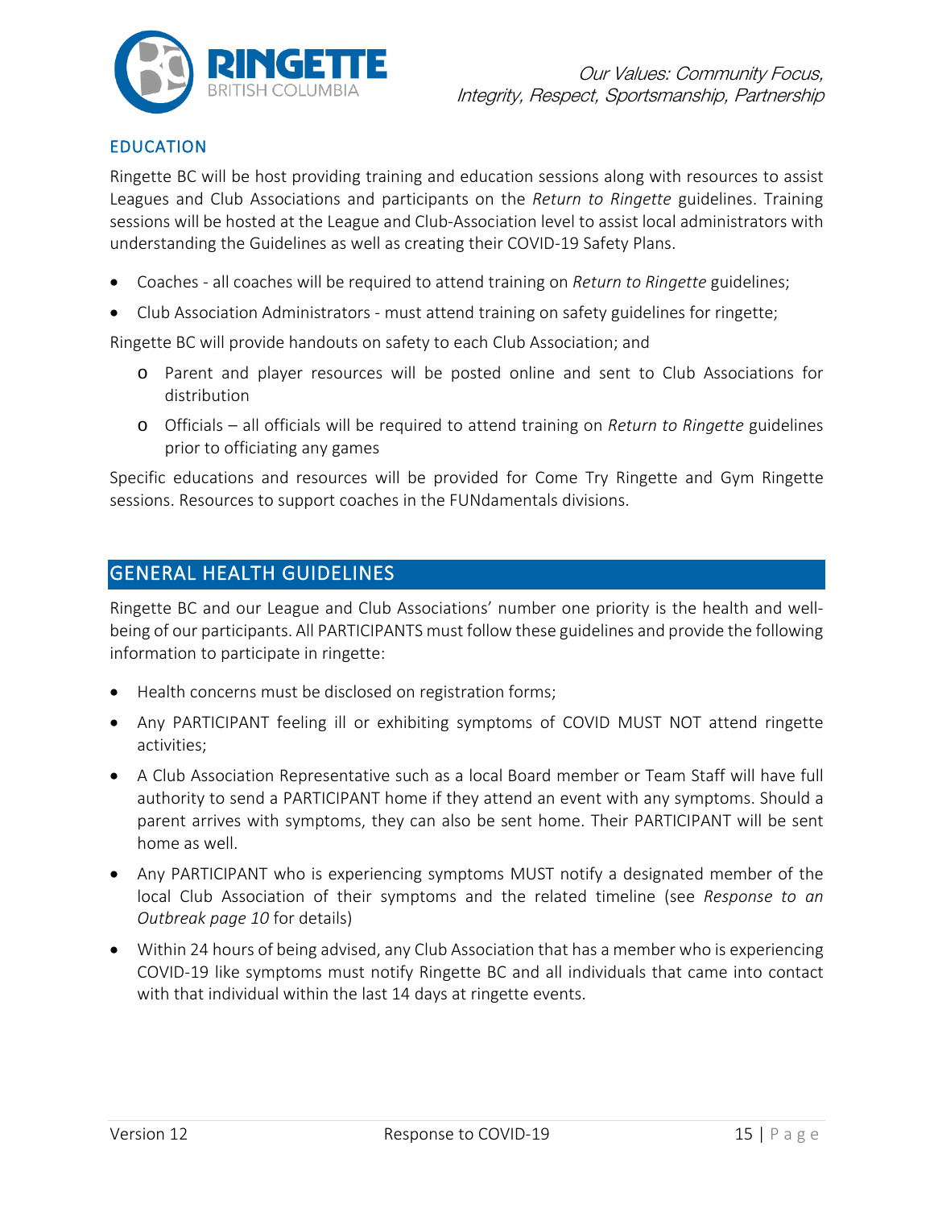## EDUCATION

Ringette BC will be host providing training and education sessions along with resources to assist Leagues and Club Associations and participants on the *Return to Ringette* guidelines. Training sessions will be hosted at the League and Club-Association level to assist local administrators with understanding the Guidelines as well as creating their COVID-19 Safety Plans.

- Coaches - all coaches will be required to attend training on *Return to Ringette* guidelines;
- Club Association Administrators - must attend training on safety guidelines for ringette;

Ringette BC will provide handouts on safety to each Club Association; and

- Parent and player resources will be posted online and sent to Club Associations for distribution
- Officials – all officials will be required to attend training on *Return to Ringette* guidelines prior to officiating any games

Specific educations and resources will be provided for Come Try Ringette and Gym Ringette sessions. Resources to support coaches in the FUNdamentals divisions.

## GENERAL HEALTH GUIDELINES

Ringette BC and our League and Club Associations' number one priority is the health and well-being of our participants. All PARTICIPANTS must follow these guidelines and provide the following information to participate in ringette:

- Health concerns must be disclosed on registration forms;
- Any PARTICIPANT feeling ill or exhibiting symptoms of COVID MUST NOT attend ringette activities;
- A Club Association Representative such as a local Board member or Team Staff will have full authority to send a PARTICIPANT home if they attend an event with any symptoms. Should a parent arrives with symptoms, they can also be sent home. Their PARTICIPANT will be sent home as well.
- Any PARTICIPANT who is experiencing symptoms MUST notify a designated member of the local Club Association of their symptoms and the related timeline (see *Response to an Outbreak page 10* for details)
- Within 24 hours of being advised, any Club Association that has a member who is experiencing COVID-19 like symptoms must notify Ringette BC and all individuals that came into contact with that individual within the last 14 days at ringette events.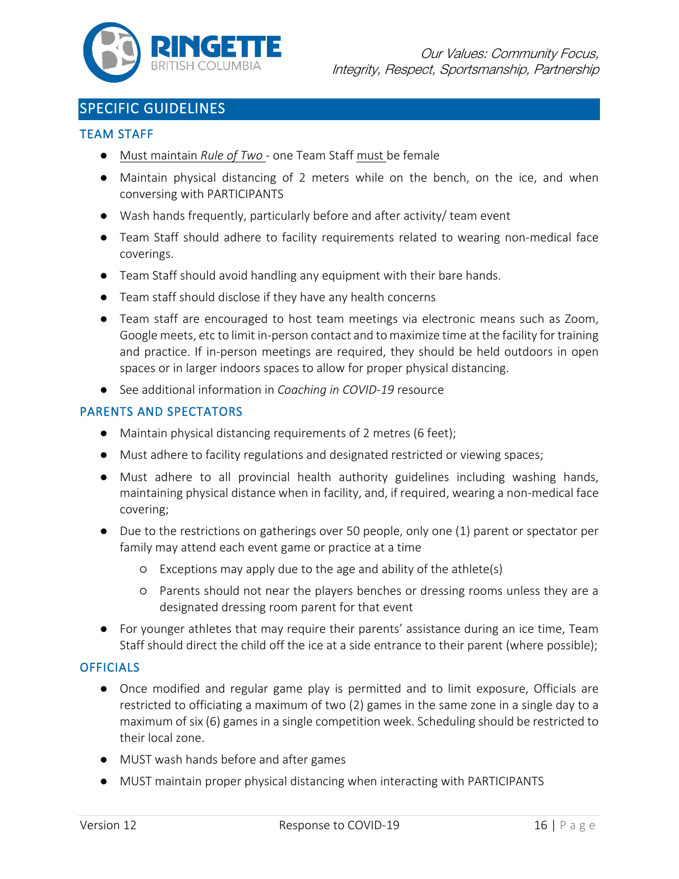## SPECIFIC GUIDELINES

### TEAM STAFF

- Must maintain *Rule of Two* - one Team Staff must be female
- Maintain physical distancing of 2 meters while on the bench, on the ice, and when conversing with PARTICIPANTS
- Wash hands frequently, particularly before and after activity/ team event
- Team Staff should adhere to facility requirements related to wearing non-medical face coverings.
- Team Staff should avoid handling any equipment with their bare hands.
- Team staff should disclose if they have any health concerns
- Team staff are encouraged to host team meetings via electronic means such as Zoom, Google meets, etc to limit in-person contact and to maximize time at the facility for training and practice. If in-person meetings are required, they should be held outdoors in open spaces or in larger indoors spaces to allow for proper physical distancing.
- See additional information in *Coaching in COVID-19* resource

### PARENTS AND SPECTATORS

- Maintain physical distancing requirements of 2 metres (6 feet);
- Must adhere to facility regulations and designated restricted or viewing spaces;
- Must adhere to all provincial health authority guidelines including washing hands, maintaining physical distance when in facility, and, if required, wearing a non-medical face covering;
- Due to the restrictions on gatherings over 50 people, only one (1) parent or spectator per family may attend each event game or practice at a time
  - Exceptions may apply due to the age and ability of the athlete(s)
  - Parents should not near the players benches or dressing rooms unless they are a designated dressing room parent for that event
- For younger athletes that may require their parents' assistance during an ice time, Team Staff should direct the child off the ice at a side entrance to their parent (where possible);

### OFFICIALS

- Once modified and regular game play is permitted and to limit exposure, Officials are restricted to officiating a maximum of two (2) games in the same zone in a single day to a maximum of six (6) games in a single competition week. Scheduling should be restricted to their local zone.
- MUST wash hands before and after games
- MUST maintain proper physical distancing when interacting with PARTICIPANTS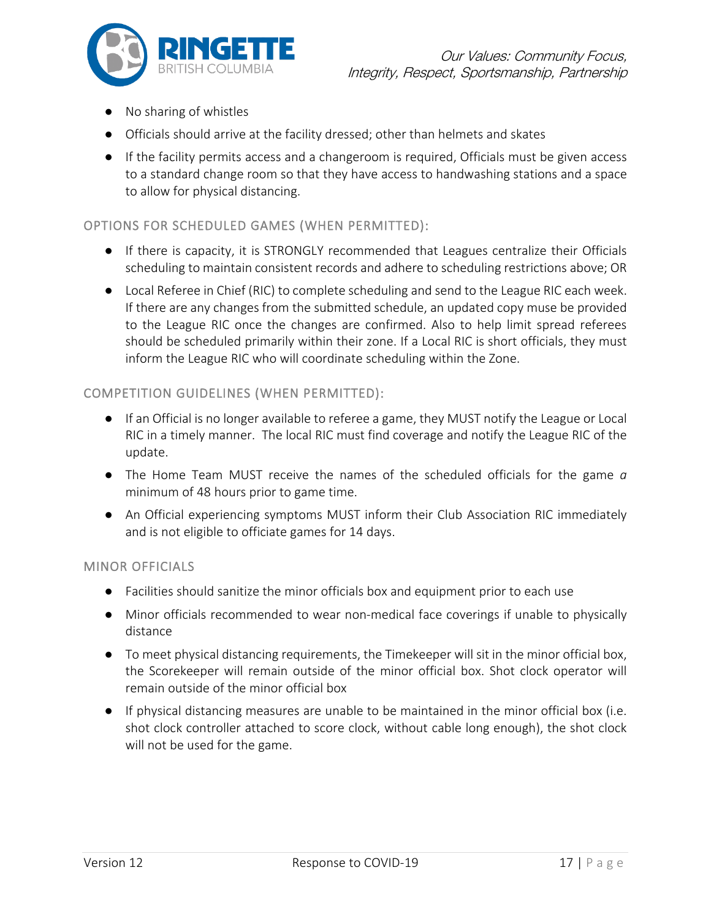- No sharing of whistles
- Officials should arrive at the facility dressed; other than helmets and skates
- If the facility permits access and a changeroom is required, Officials must be given access to a standard change room so that they have access to handwashing stations and a space to allow for physical distancing.

### OPTIONS FOR SCHEDULED GAMES (WHEN PERMITTED):

- If there is capacity, it is STRONGLY recommended that Leagues centralize their Officials scheduling to maintain consistent records and adhere to scheduling restrictions above; OR
- Local Referee in Chief (RIC) to complete scheduling and send to the League RIC each week. If there are any changes from the submitted schedule, an updated copy muse be provided to the League RIC once the changes are confirmed. Also to help limit spread referees should be scheduled primarily within their zone. If a Local RIC is short officials, they must inform the League RIC who will coordinate scheduling within the Zone.

### COMPETITION GUIDELINES (WHEN PERMITTED):

- If an Official is no longer available to referee a game, they MUST notify the League or Local RIC in a timely manner. The local RIC must find coverage and notify the League RIC of the update.
- The Home Team MUST receive the names of the scheduled officials for the game *a* minimum of 48 hours prior to game time.
- An Official experiencing symptoms MUST inform their Club Association RIC immediately and is not eligible to officiate games for 14 days.

### MINOR OFFICIALS

- Facilities should sanitize the minor officials box and equipment prior to each use
- Minor officials recommended to wear non-medical face coverings if unable to physically distance
- To meet physical distancing requirements, the Timekeeper will sit in the minor official box, the Scorekeeper will remain outside of the minor official box. Shot clock operator will remain outside of the minor official box
- If physical distancing measures are unable to be maintained in the minor official box (i.e. shot clock controller attached to score clock, without cable long enough), the shot clock will not be used for the game.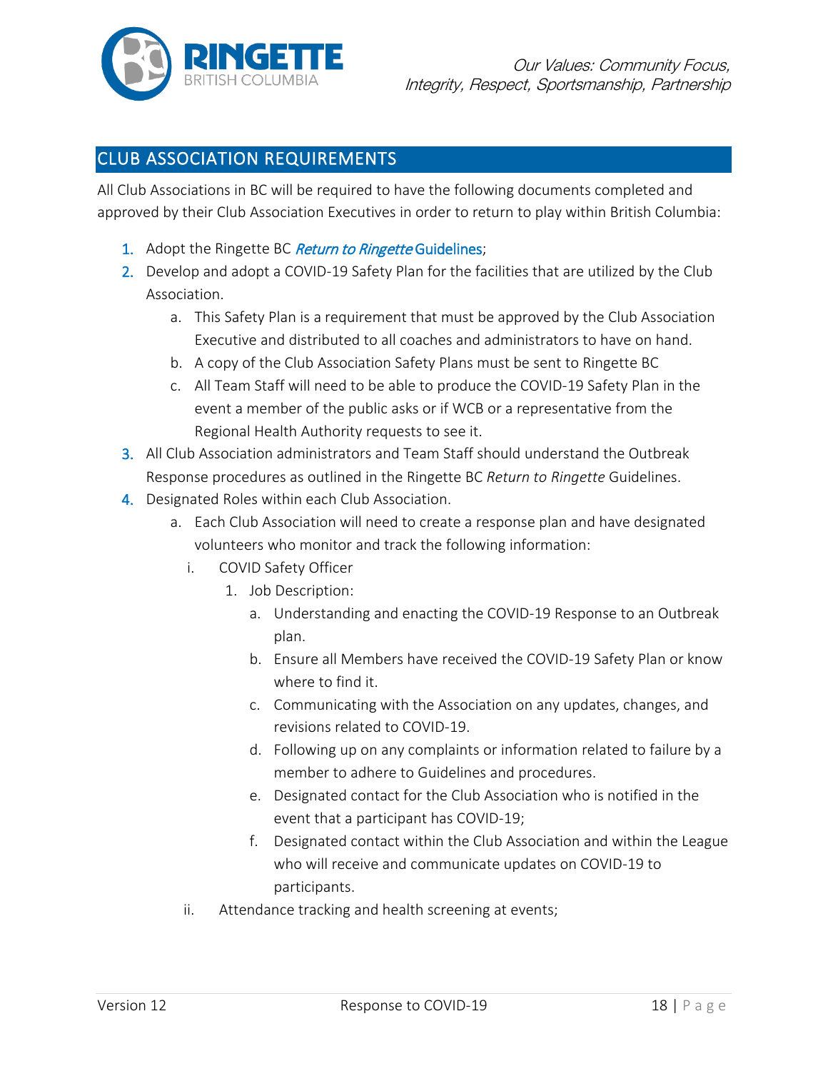## CLUB ASSOCIATION REQUIREMENTS

All Club Associations in BC will be required to have the following documents completed and approved by their Club Association Executives in order to return to play within British Columbia:

1. Adopt the Ringette BC *Return to Ringette* Guidelines;
2. Develop and adopt a COVID-19 Safety Plan for the facilities that are utilized by the Club Association.
   a. This Safety Plan is a requirement that must be approved by the Club Association Executive and distributed to all coaches and administrators to have on hand.
   b. A copy of the Club Association Safety Plans must be sent to Ringette BC
   c. All Team Staff will need to be able to produce the COVID-19 Safety Plan in the event a member of the public asks or if WCB or a representative from the Regional Health Authority requests to see it.
3. All Club Association administrators and Team Staff should understand the Outbreak Response procedures as outlined in the Ringette BC *Return to Ringette* Guidelines.
4. Designated Roles within each Club Association.
   a. Each Club Association will need to create a response plan and have designated volunteers who monitor and track the following information:
      i. COVID Safety Officer
         1. Job Description:
            a. Understanding and enacting the COVID-19 Response to an Outbreak plan.
            b. Ensure all Members have received the COVID-19 Safety Plan or know where to find it.
            c. Communicating with the Association on any updates, changes, and revisions related to COVID-19.
            d. Following up on any complaints or information related to failure by a member to adhere to Guidelines and procedures.
            e. Designated contact for the Club Association who is notified in the event that a participant has COVID-19;
            f. Designated contact within the Club Association and within the League who will receive and communicate updates on COVID-19 to participants.
      ii. Attendance tracking and health screening at events;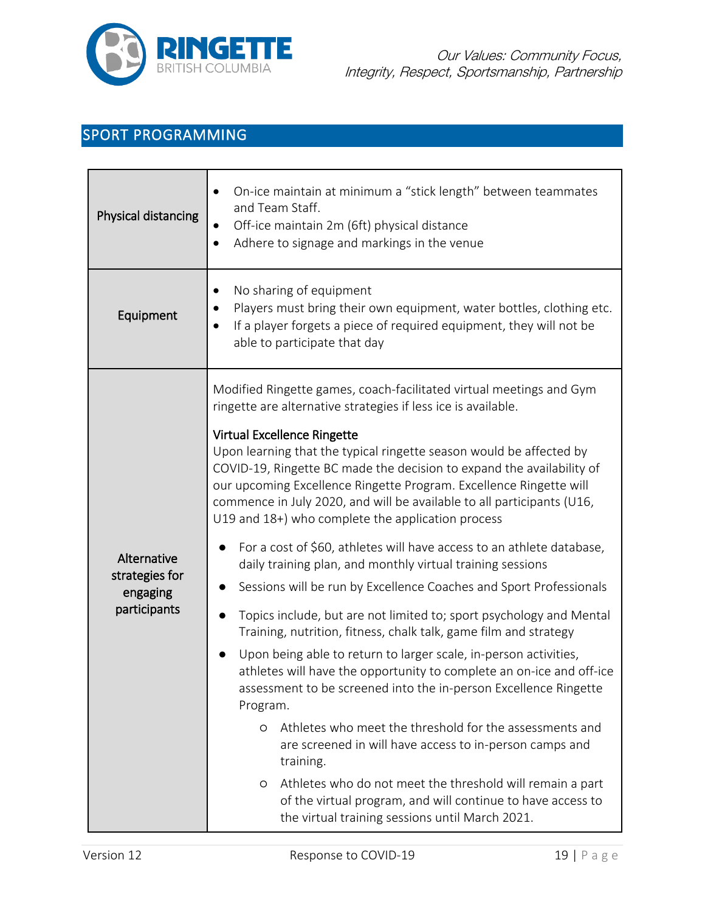## SPORT PROGRAMMING

| | |
|---|---|
| Physical distancing | • On-ice maintain at minimum a "stick length" between teammates and Team Staff.<br>• Off-ice maintain 2m (6ft) physical distance<br>• Adhere to signage and markings in the venue |
| Equipment | • No sharing of equipment<br>• Players must bring their own equipment, water bottles, clothing etc.<br>• If a player forgets a piece of required equipment, they will not be able to participate that day |
| Alternative strategies for engaging participants | Modified Ringette games, coach-facilitated virtual meetings and Gym ringette are alternative strategies if less ice is available.<br><br>Virtual Excellence Ringette<br>Upon learning that the typical ringette season would be affected by COVID-19, Ringette BC made the decision to expand the availability of our upcoming Excellence Ringette Program. Excellence Ringette will commence in July 2020, and will be available to all participants (U16, U19 and 18+) who complete the application process<br><br>• For a cost of $60, athletes will have access to an athlete database, daily training plan, and monthly virtual training sessions<br>• Sessions will be run by Excellence Coaches and Sport Professionals<br>• Topics include, but are not limited to; sport psychology and Mental Training, nutrition, fitness, chalk talk, game film and strategy<br>• Upon being able to return to larger scale, in-person activities, athletes will have the opportunity to complete an on-ice and off-ice assessment to be screened into the in-person Excellence Ringette Program.<br>&nbsp;&nbsp;&nbsp;&nbsp;○ Athletes who meet the threshold for the assessments and are screened in will have access to in-person camps and training.<br>&nbsp;&nbsp;&nbsp;&nbsp;○ Athletes who do not meet the threshold will remain a part of the virtual program, and will continue to have access to the virtual training sessions until March 2021. |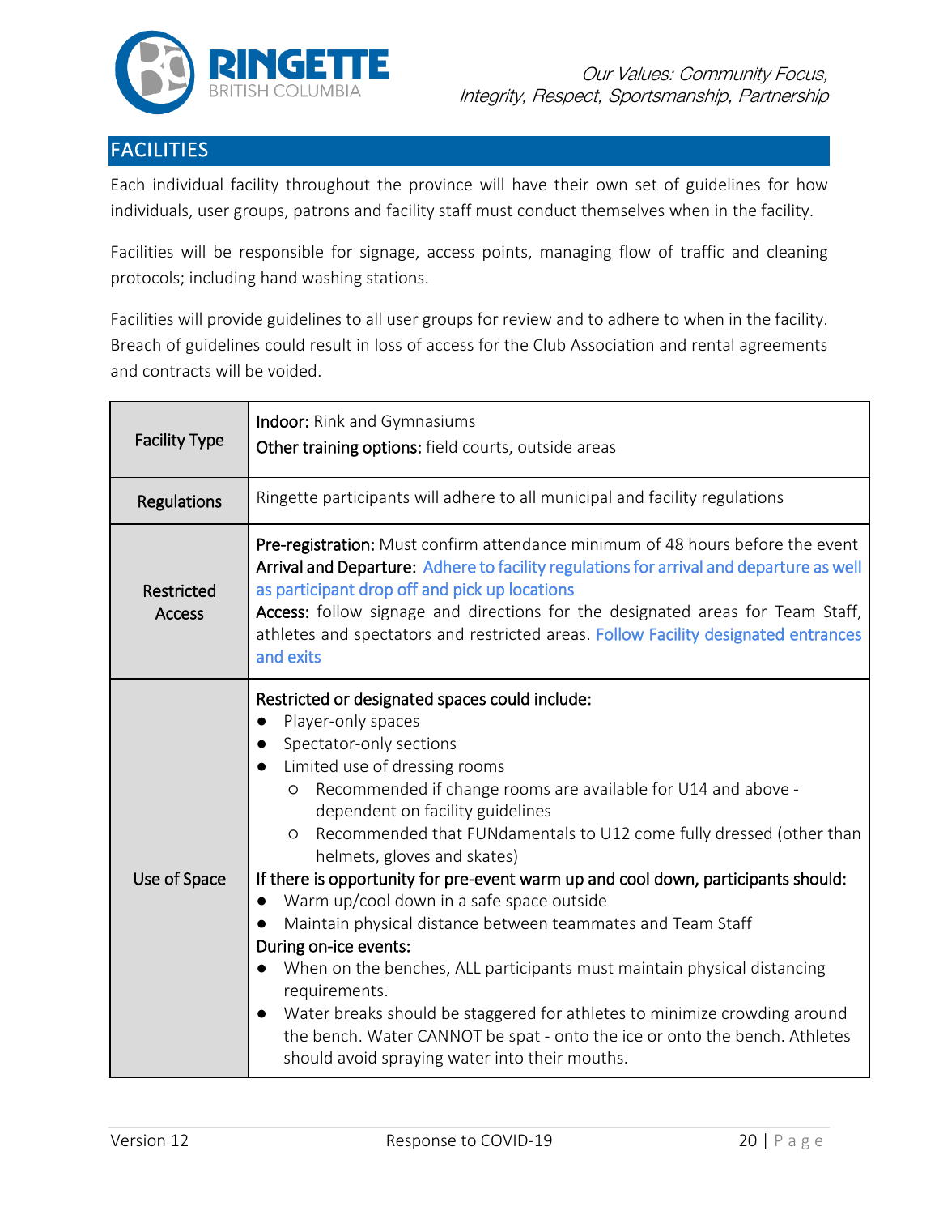## FACILITIES

Each individual facility throughout the province will have their own set of guidelines for how individuals, user groups, patrons and facility staff must conduct themselves when in the facility.

Facilities will be responsible for signage, access points, managing flow of traffic and cleaning protocols; including hand washing stations.

Facilities will provide guidelines to all user groups for review and to adhere to when in the facility. Breach of guidelines could result in loss of access for the Club Association and rental agreements and contracts will be voided.

| | |
|---|---|
| Facility Type | **Indoor:** Rink and Gymnasiums<br>**Other training options:** field courts, outside areas |
| Regulations | Ringette participants will adhere to all municipal and facility regulations |
| Restricted Access | **Pre-registration:** Must confirm attendance minimum of 48 hours before the event<br>**Arrival and Departure:** Adhere to facility regulations for arrival and departure as well as participant drop off and pick up locations<br>**Access:** follow signage and directions for the designated areas for Team Staff, athletes and spectators and restricted areas. Follow Facility designated entrances and exits |
| Use of Space | **Restricted or designated spaces could include:**<br>● Player-only spaces<br>● Spectator-only sections<br>● Limited use of dressing rooms<br>&nbsp;&nbsp;&nbsp;○ Recommended if change rooms are available for U14 and above - dependent on facility guidelines<br>&nbsp;&nbsp;&nbsp;○ Recommended that FUNdamentals to U12 come fully dressed (other than helmets, gloves and skates)<br>**If there is opportunity for pre-event warm up and cool down, participants should:**<br>● Warm up/cool down in a safe space outside<br>● Maintain physical distance between teammates and Team Staff<br>**During on-ice events:**<br>● When on the benches, ALL participants must maintain physical distancing requirements.<br>● Water breaks should be staggered for athletes to minimize crowding around the bench. Water CANNOT be spat - onto the ice or onto the bench. Athletes should avoid spraying water into their mouths. |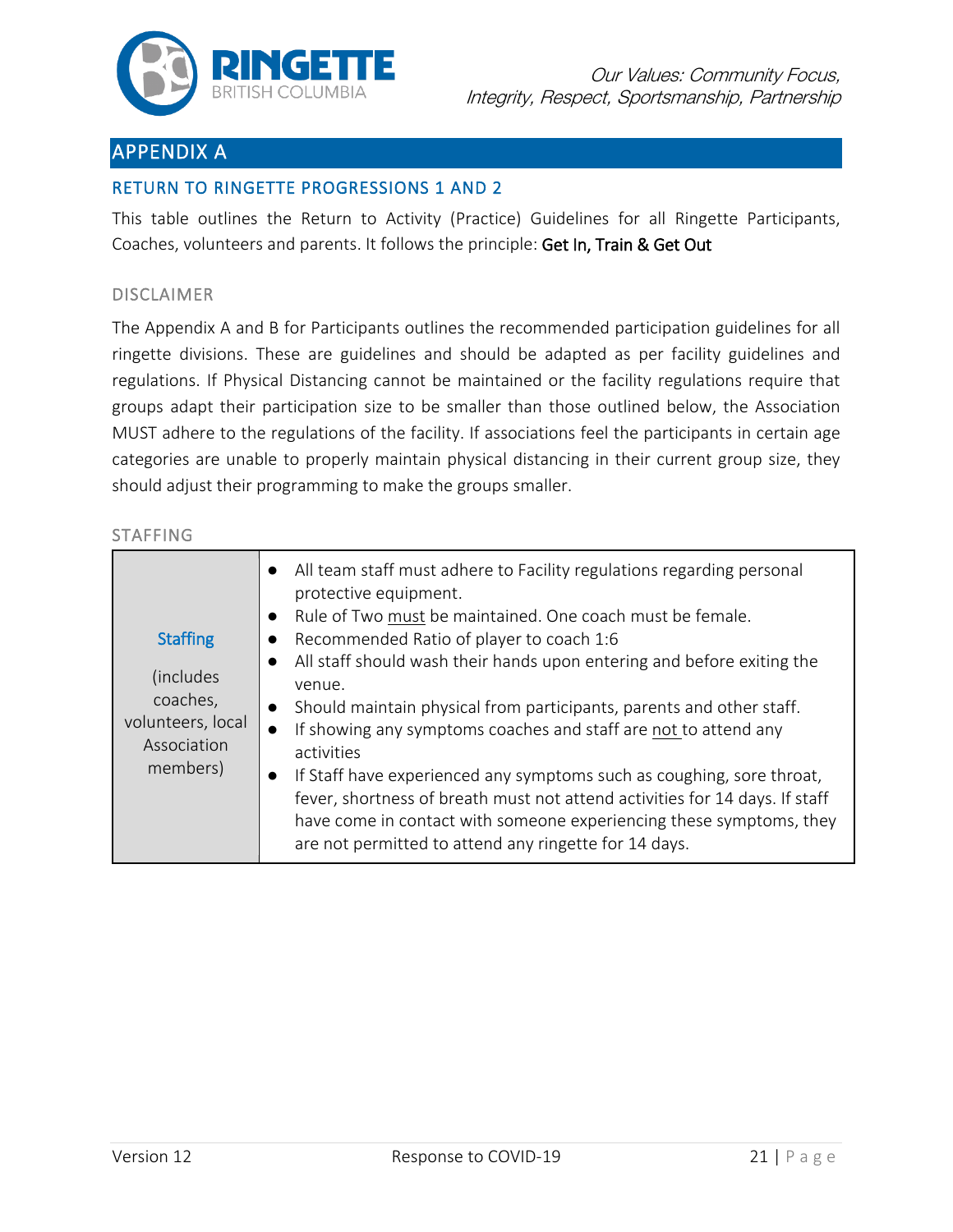## APPENDIX A

### RETURN TO RINGETTE PROGRESSIONS 1 AND 2

This table outlines the Return to Activity (Practice) Guidelines for all Ringette Participants, Coaches, volunteers and parents. It follows the principle: Get In, Train & Get Out

#### DISCLAIMER

The Appendix A and B for Participants outlines the recommended participation guidelines for all ringette divisions. These are guidelines and should be adapted as per facility guidelines and regulations. If Physical Distancing cannot be maintained or the facility regulations require that groups adapt their participation size to be smaller than those outlined below, the Association MUST adhere to the regulations of the facility. If associations feel the participants in certain age categories are unable to properly maintain physical distancing in their current group size, they should adjust their programming to make the groups smaller.

#### STAFFING

| | |
|---|---|
| **Staffing**<br><br>(includes coaches, volunteers, local Association members) | • All team staff must adhere to Facility regulations regarding personal protective equipment.<br>• Rule of Two must be maintained. One coach must be female.<br>• Recommended Ratio of player to coach 1:6<br>• All staff should wash their hands upon entering and before exiting the venue.<br>• Should maintain physical from participants, parents and other staff.<br>• If showing any symptoms coaches and staff are not to attend any activities<br>• If Staff have experienced any symptoms such as coughing, sore throat, fever, shortness of breath must not attend activities for 14 days. If staff have come in contact with someone experiencing these symptoms, they are not permitted to attend any ringette for 14 days. |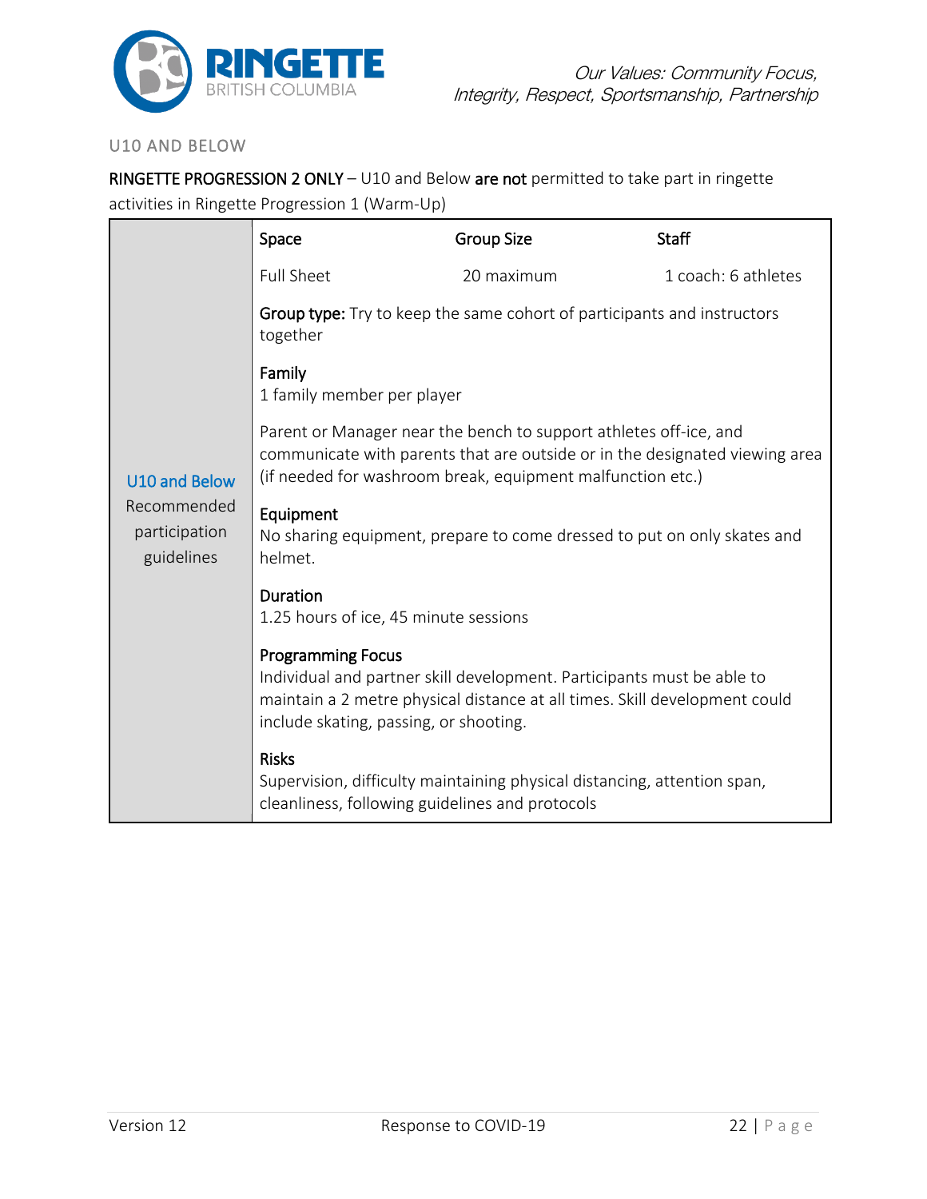## U10 AND BELOW

**RINGETTE PROGRESSION 2 ONLY** – U10 and Below **are not** permitted to take part in ringette activities in Ringette Progression 1 (Warm-Up)

| | Space | Group Size | Staff |
|---|---|---|---|
| **U10 and Below** Recommended participation guidelines | Full Sheet | 20 maximum | 1 coach: 6 athletes |
| | **Group type:** Try to keep the same cohort of participants and instructors together | | |
| | **Family** 1 family member per player | | |
| | Parent or Manager near the bench to support athletes off-ice, and communicate with parents that are outside or in the designated viewing area (if needed for washroom break, equipment malfunction etc.) | | |
| | **Equipment** No sharing equipment, prepare to come dressed to put on only skates and helmet. | | |
| | **Duration** 1.25 hours of ice, 45 minute sessions | | |
| | **Programming Focus** Individual and partner skill development. Participants must be able to maintain a 2 metre physical distance at all times. Skill development could include skating, passing, or shooting. | | |
| | **Risks** Supervision, difficulty maintaining physical distancing, attention span, cleanliness, following guidelines and protocols | | |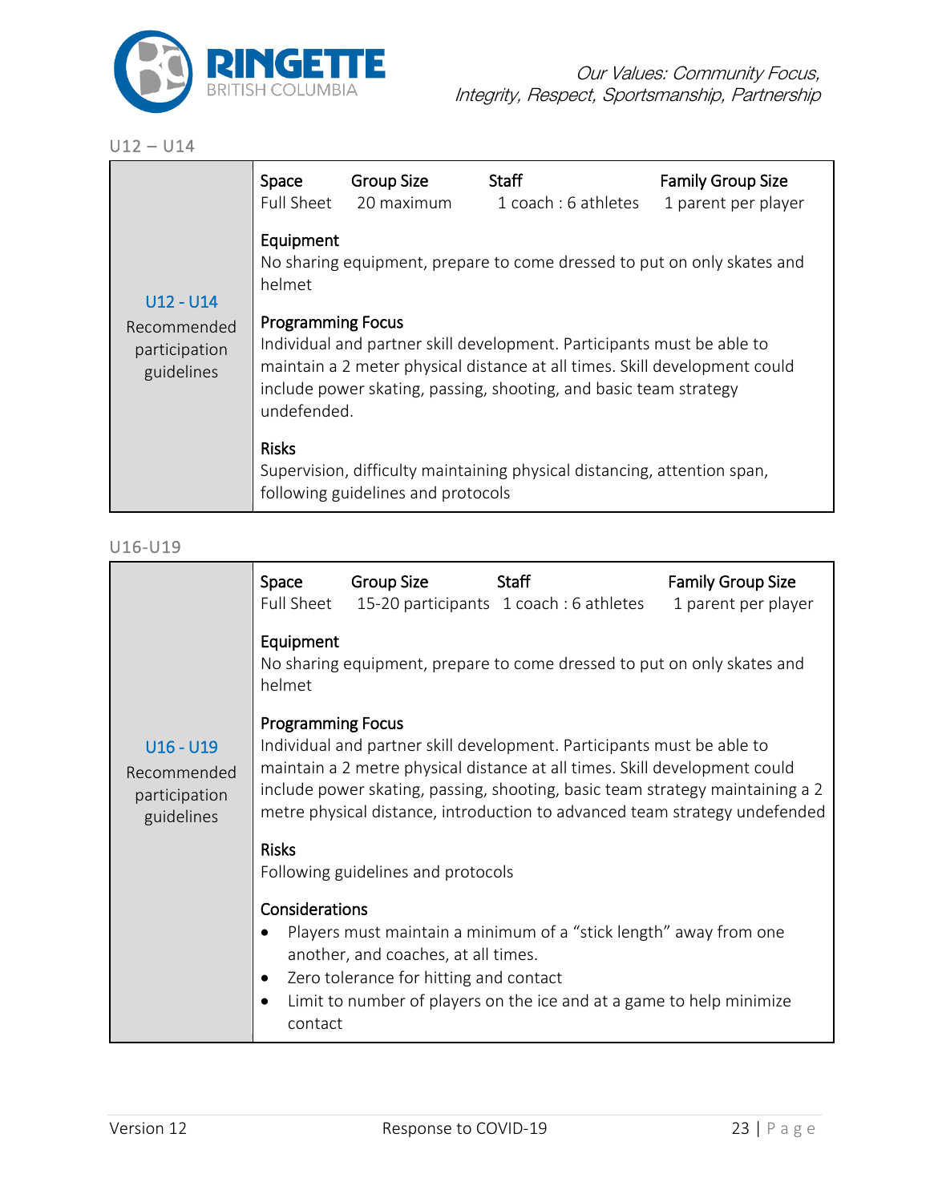## U12 – U14

**U12 - U14** Recommended participation guidelines

| Space | Group Size | Staff | Family Group Size |
|---|---|---|---|
| Full Sheet | 20 maximum | 1 coach : 6 athletes | 1 parent per player |

**Equipment**
No sharing equipment, prepare to come dressed to put on only skates and helmet

**Programming Focus**
Individual and partner skill development. Participants must be able to maintain a 2 meter physical distance at all times. Skill development could include power skating, passing, shooting, and basic team strategy undefended.

**Risks**
Supervision, difficulty maintaining physical distancing, attention span, following guidelines and protocols

## U16-U19

**U16 - U19** Recommended participation guidelines

| Space | Group Size | Staff | Family Group Size |
|---|---|---|---|
| Full Sheet | 15-20 participants | 1 coach : 6 athletes | 1 parent per player |

**Equipment**
No sharing equipment, prepare to come dressed to put on only skates and helmet

**Programming Focus**
Individual and partner skill development. Participants must be able to maintain a 2 metre physical distance at all times. Skill development could include power skating, passing, shooting, basic team strategy maintaining a 2 metre physical distance, introduction to advanced team strategy undefended

**Risks**
Following guidelines and protocols

**Considerations**

- Players must maintain a minimum of a "stick length" away from one another, and coaches, at all times.
- Zero tolerance for hitting and contact
- Limit to number of players on the ice and at a game to help minimize contact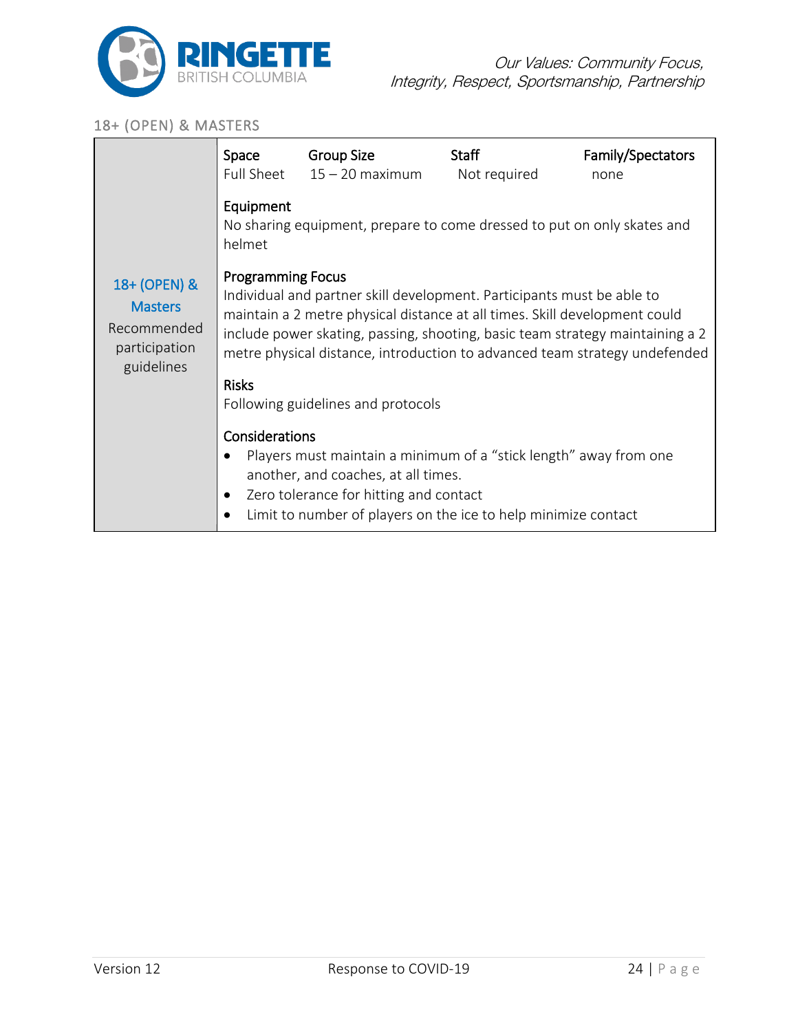## 18+ (OPEN) & MASTERS

| 18+ (OPEN) & Masters Recommended participation guidelines | |
|---|---|
| | **Space** Full Sheet · **Group Size** 15 – 20 maximum · **Staff** Not required · **Family/Spectators** none |
| | **Equipment**<br>No sharing equipment, prepare to come dressed to put on only skates and helmet |
| | **Programming Focus**<br>Individual and partner skill development. Participants must be able to maintain a 2 metre physical distance at all times. Skill development could include power skating, passing, shooting, basic team strategy maintaining a 2 metre physical distance, introduction to advanced team strategy undefended |
| | **Risks**<br>Following guidelines and protocols |
| | **Considerations**<br>• Players must maintain a minimum of a "stick length" away from one another, and coaches, at all times.<br>• Zero tolerance for hitting and contact<br>• Limit to number of players on the ice to help minimize contact |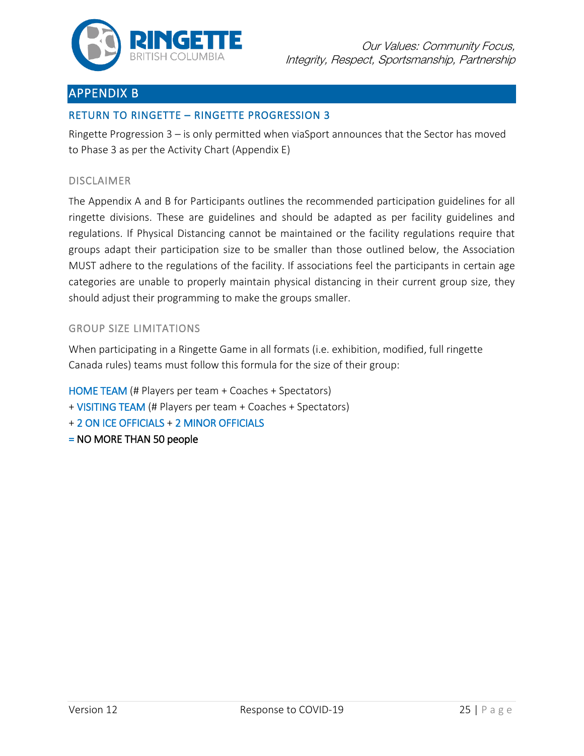# APPENDIX B

## RETURN TO RINGETTE – RINGETTE PROGRESSION 3

Ringette Progression 3 – is only permitted when viaSport announces that the Sector has moved to Phase 3 as per the Activity Chart (Appendix E)

### DISCLAIMER

The Appendix A and B for Participants outlines the recommended participation guidelines for all ringette divisions. These are guidelines and should be adapted as per facility guidelines and regulations. If Physical Distancing cannot be maintained or the facility regulations require that groups adapt their participation size to be smaller than those outlined below, the Association MUST adhere to the regulations of the facility. If associations feel the participants in certain age categories are unable to properly maintain physical distancing in their current group size, they should adjust their programming to make the groups smaller.

### GROUP SIZE LIMITATIONS

When participating in a Ringette Game in all formats (i.e. exhibition, modified, full ringette Canada rules) teams must follow this formula for the size of their group:

HOME TEAM (# Players per team + Coaches + Spectators)
+ VISITING TEAM (# Players per team + Coaches + Spectators)
+ 2 ON ICE OFFICIALS + 2 MINOR OFFICIALS
= NO MORE THAN 50 people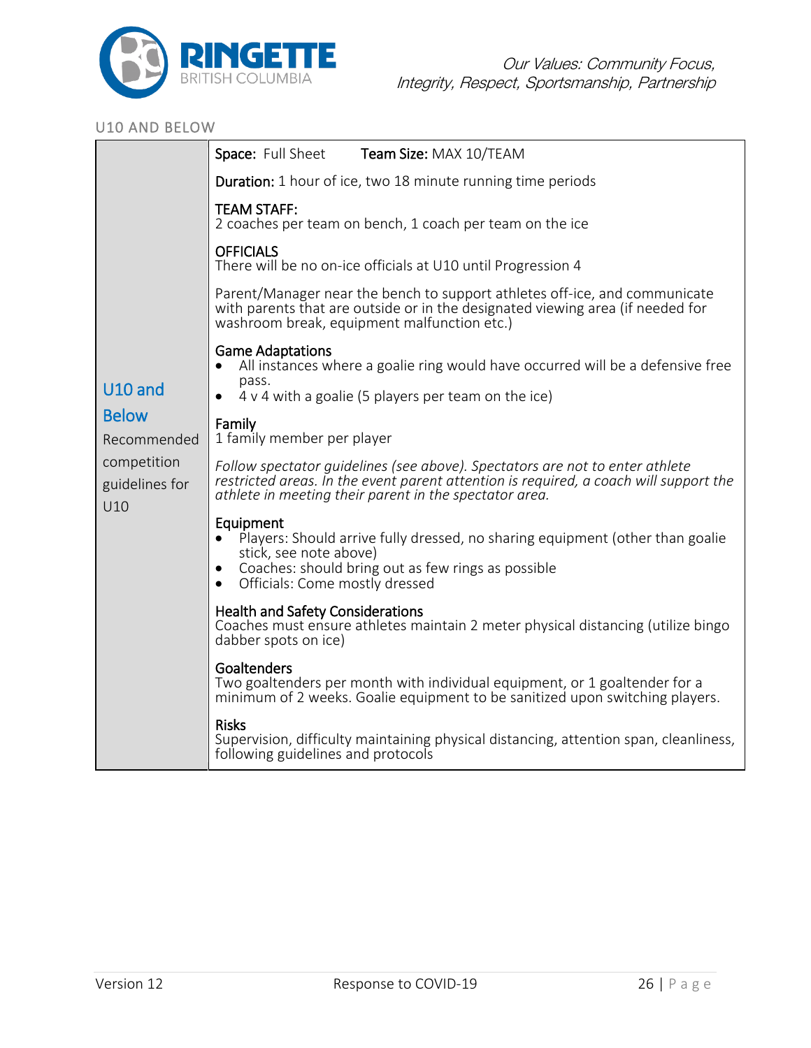## U10 AND BELOW

| | |
|---|---|
| **U10 and Below**<br>Recommended competition guidelines for U10 | **Space:** Full Sheet **Team Size:** MAX 10/TEAM<br><br>**Duration:** 1 hour of ice, two 18 minute running time periods<br><br>**TEAM STAFF:**<br>2 coaches per team on bench, 1 coach per team on the ice<br><br>**OFFICIALS**<br>There will be no on-ice officials at U10 until Progression 4<br><br>Parent/Manager near the bench to support athletes off-ice, and communicate with parents that are outside or in the designated viewing area (if needed for washroom break, equipment malfunction etc.)<br><br>**Game Adaptations**<br>• All instances where a goalie ring would have occurred will be a defensive free pass.<br>• 4 v 4 with a goalie (5 players per team on the ice)<br><br>**Family**<br>1 family member per player<br><br>*Follow spectator guidelines (see above). Spectators are not to enter athlete restricted areas. In the event parent attention is required, a coach will support the athlete in meeting their parent in the spectator area.*<br><br>**Equipment**<br>• Players: Should arrive fully dressed, no sharing equipment (other than goalie stick, see note above)<br>• Coaches: should bring out as few rings as possible<br>• Officials: Come mostly dressed<br><br>**Health and Safety Considerations**<br>Coaches must ensure athletes maintain 2 meter physical distancing (utilize bingo dabber spots on ice)<br><br>**Goaltenders**<br>Two goaltenders per month with individual equipment, or 1 goaltender for a minimum of 2 weeks. Goalie equipment to be sanitized upon switching players.<br><br>**Risks**<br>Supervision, difficulty maintaining physical distancing, attention span, cleanliness, following guidelines and protocols |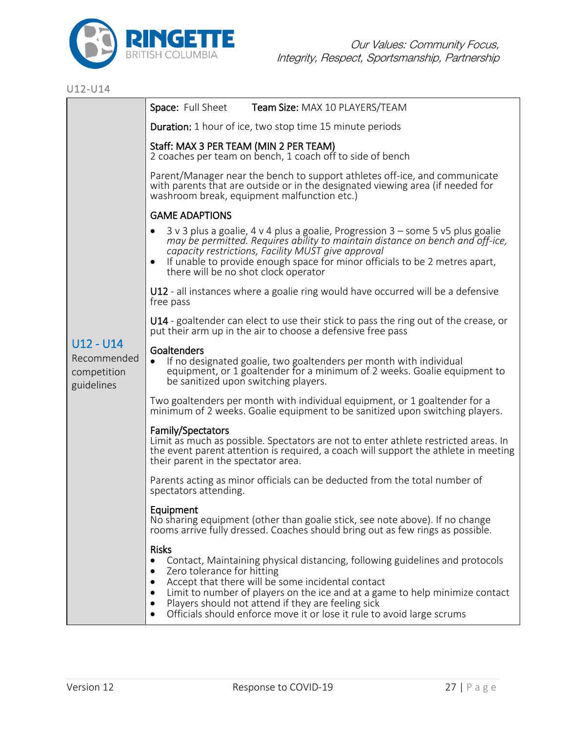Our Values: Community Focus, Integrity, Respect, Sportsmanship, Partnership

U12-U14

| U12 - U14 Recommended competition guidelines | **Space:** Full Sheet **Team Size:** MAX 10 PLAYERS/TEAM<br><br>**Duration:** 1 hour of ice, two stop time 15 minute periods<br><br>**Staff: MAX 3 PER TEAM (MIN 2 PER TEAM)**<br>2 coaches per team on bench, 1 coach off to side of bench<br><br>Parent/Manager near the bench to support athletes off-ice, and communicate with parents that are outside or in the designated viewing area (if needed for washroom break, equipment malfunction etc.)<br><br>**GAME ADAPTIONS**<br>• 3 v 3 plus a goalie, 4 v 4 plus a goalie, Progression 3 – some 5 v5 plus goalie *may be permitted. Requires ability to maintain distance on bench and off-ice, capacity restrictions, Facility MUST give approval*<br>• If unable to provide enough space for minor officials to be 2 metres apart, there will be no shot clock operator<br><br>**U12** - all instances where a goalie ring would have occurred will be a defensive free pass<br><br>**U14** - goaltender can elect to use their stick to pass the ring out of the crease, or put their arm up in the air to choose a defensive free pass<br><br>**Goaltenders**<br>• If no designated goalie, two goaltenders per month with individual equipment, or 1 goaltender for a minimum of 2 weeks. Goalie equipment to be sanitized upon switching players.<br><br>Two goaltenders per month with individual equipment, or 1 goaltender for a minimum of 2 weeks. Goalie equipment to be sanitized upon switching players.<br><br>**Family/Spectators**<br>Limit as much as possible. Spectators are not to enter athlete restricted areas. In the event parent attention is required, a coach will support the athlete in meeting their parent in the spectator area.<br><br>Parents acting as minor officials can be deducted from the total number of spectators attending.<br><br>**Equipment**<br>No sharing equipment (other than goalie stick, see note above). If no change rooms arrive fully dressed. Coaches should bring out as few rings as possible.<br><br>**Risks**<br>• Contact, Maintaining physical distancing, following guidelines and protocols<br>• Zero tolerance for hitting<br>• Accept that there will be some incidental contact<br>• Limit to number of players on the ice and at a game to help minimize contact<br>• Players should not attend if they are feeling sick<br>• Officials should enforce move it or lose it rule to avoid large scrums |
|---|---|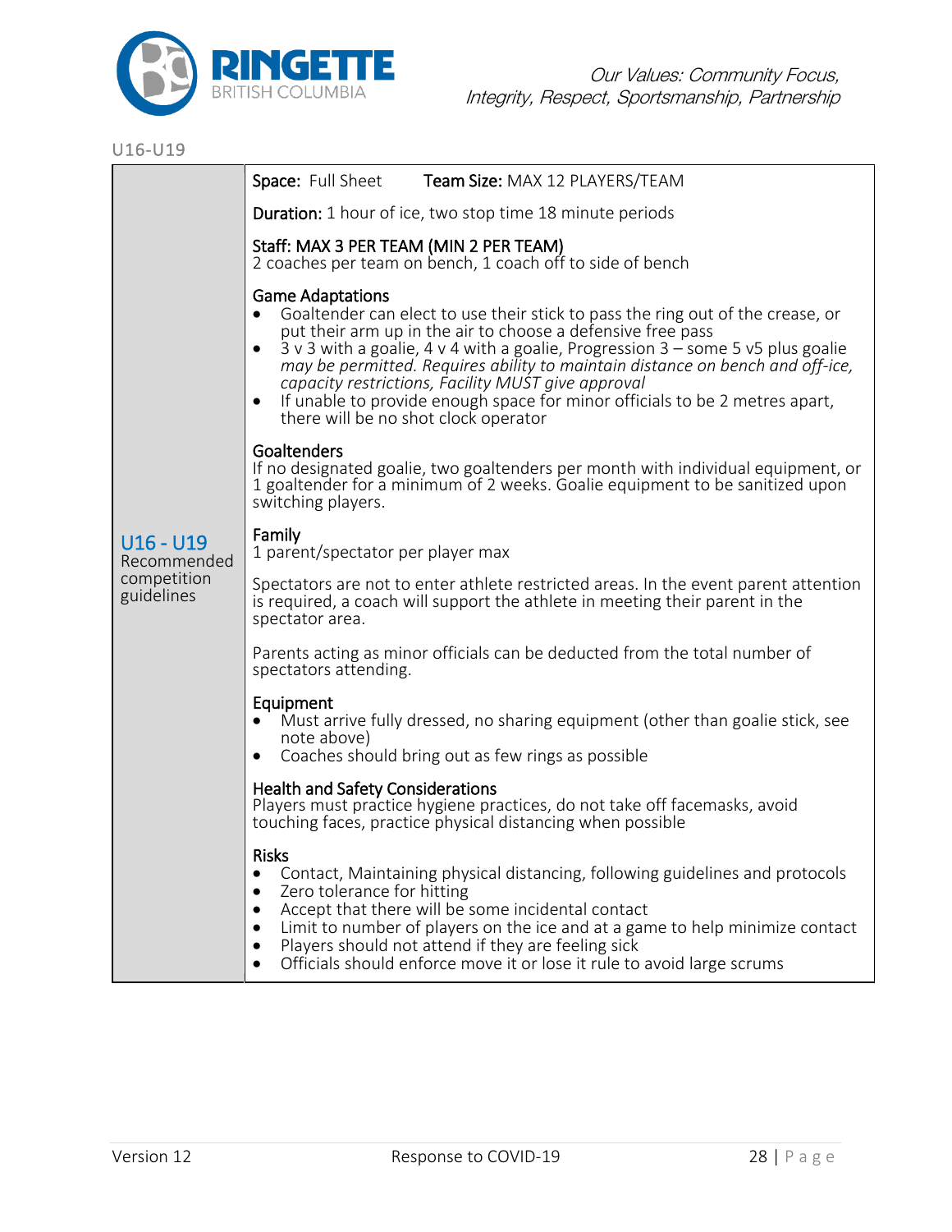U16-U19

| U16 - U19 Recommended competition guidelines | **Space:** Full Sheet **Team Size:** MAX 12 PLAYERS/TEAM<br><br>**Duration:** 1 hour of ice, two stop time 18 minute periods<br><br>**Staff: MAX 3 PER TEAM (MIN 2 PER TEAM)**<br>2 coaches per team on bench, 1 coach off to side of bench<br><br>**Game Adaptations**<br>• Goaltender can elect to use their stick to pass the ring out of the crease, or put their arm up in the air to choose a defensive free pass<br>• 3 v 3 with a goalie, 4 v 4 with a goalie, Progression 3 – some 5 v5 plus goalie *may be permitted. Requires ability to maintain distance on bench and off-ice, capacity restrictions, Facility MUST give approval*<br>• If unable to provide enough space for minor officials to be 2 metres apart, there will be no shot clock operator<br><br>**Goaltenders**<br>If no designated goalie, two goaltenders per month with individual equipment, or 1 goaltender for a minimum of 2 weeks. Goalie equipment to be sanitized upon switching players.<br><br>**Family**<br>1 parent/spectator per player max<br><br>Spectators are not to enter athlete restricted areas. In the event parent attention is required, a coach will support the athlete in meeting their parent in the spectator area.<br><br>Parents acting as minor officials can be deducted from the total number of spectators attending.<br><br>**Equipment**<br>• Must arrive fully dressed, no sharing equipment (other than goalie stick, see note above)<br>• Coaches should bring out as few rings as possible<br><br>**Health and Safety Considerations**<br>Players must practice hygiene practices, do not take off facemasks, avoid touching faces, practice physical distancing when possible<br><br>**Risks**<br>• Contact, Maintaining physical distancing, following guidelines and protocols<br>• Zero tolerance for hitting<br>• Accept that there will be some incidental contact<br>• Limit to number of players on the ice and at a game to help minimize contact<br>• Players should not attend if they are feeling sick<br>• Officials should enforce move it or lose it rule to avoid large scrums |
|---|---|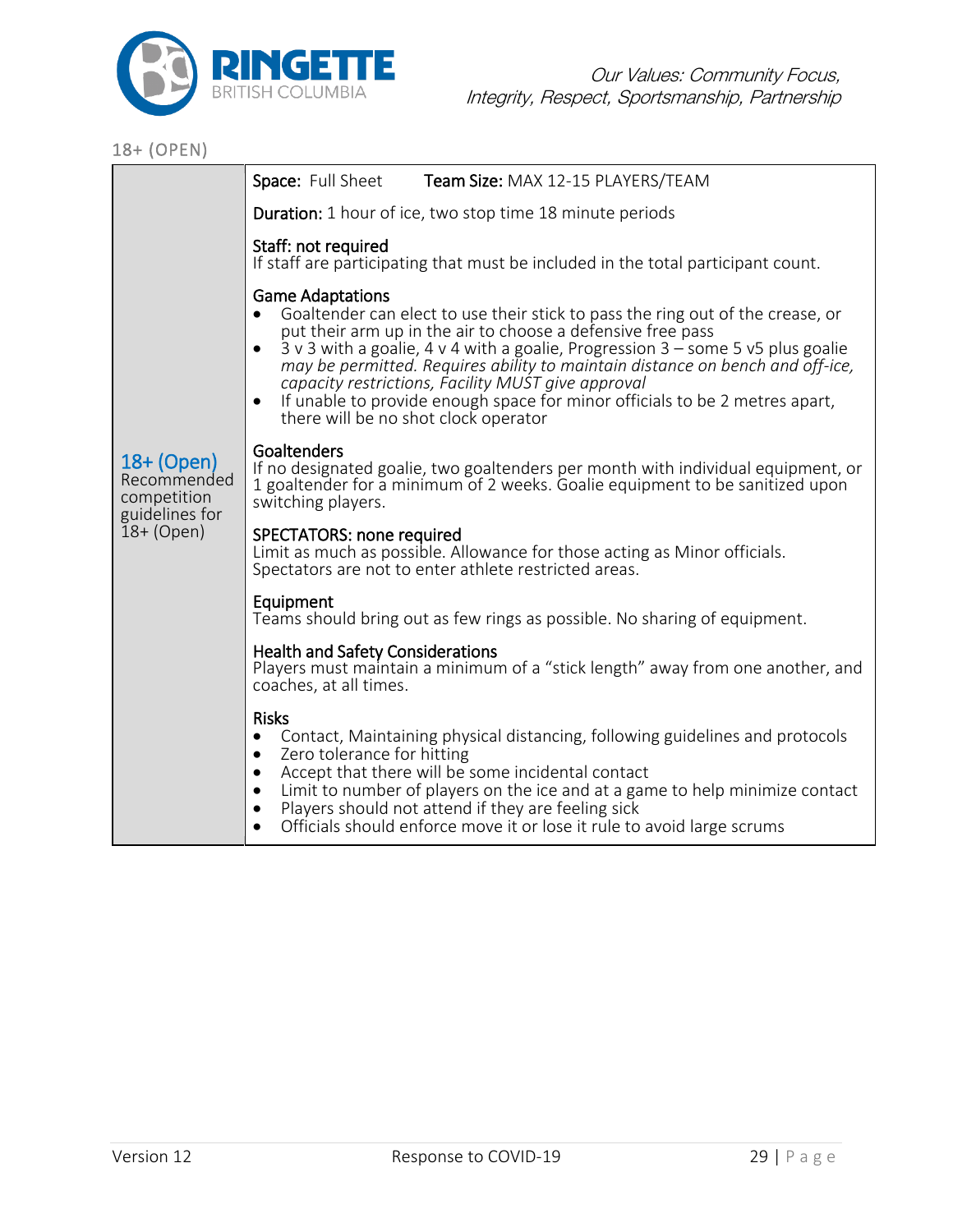## 18+ (OPEN)

| 18+ (Open) Recommended competition guidelines for 18+ (Open) | **Space:** Full Sheet **Team Size:** MAX 12-15 PLAYERS/TEAM<br><br>**Duration:** 1 hour of ice, two stop time 18 minute periods<br><br>**Staff: not required**<br>If staff are participating that must be included in the total participant count.<br><br>**Game Adaptations**<br>• Goaltender can elect to use their stick to pass the ring out of the crease, or put their arm up in the air to choose a defensive free pass<br>• 3 v 3 with a goalie, 4 v 4 with a goalie, Progression 3 – some 5 v5 plus goalie *may be permitted. Requires ability to maintain distance on bench and off-ice, capacity restrictions, Facility MUST give approval*<br>• If unable to provide enough space for minor officials to be 2 metres apart, there will be no shot clock operator<br><br>**Goaltenders**<br>If no designated goalie, two goaltenders per month with individual equipment, or 1 goaltender for a minimum of 2 weeks. Goalie equipment to be sanitized upon switching players.<br><br>**SPECTATORS: none required**<br>Limit as much as possible. Allowance for those acting as Minor officials. Spectators are not to enter athlete restricted areas.<br><br>**Equipment**<br>Teams should bring out as few rings as possible. No sharing of equipment.<br><br>**Health and Safety Considerations**<br>Players must maintain a minimum of a "stick length" away from one another, and coaches, at all times.<br><br>**Risks**<br>• Contact, Maintaining physical distancing, following guidelines and protocols<br>• Zero tolerance for hitting<br>• Accept that there will be some incidental contact<br>• Limit to number of players on the ice and at a game to help minimize contact<br>• Players should not attend if they are feeling sick<br>• Officials should enforce move it or lose it rule to avoid large scrums |
|---|---|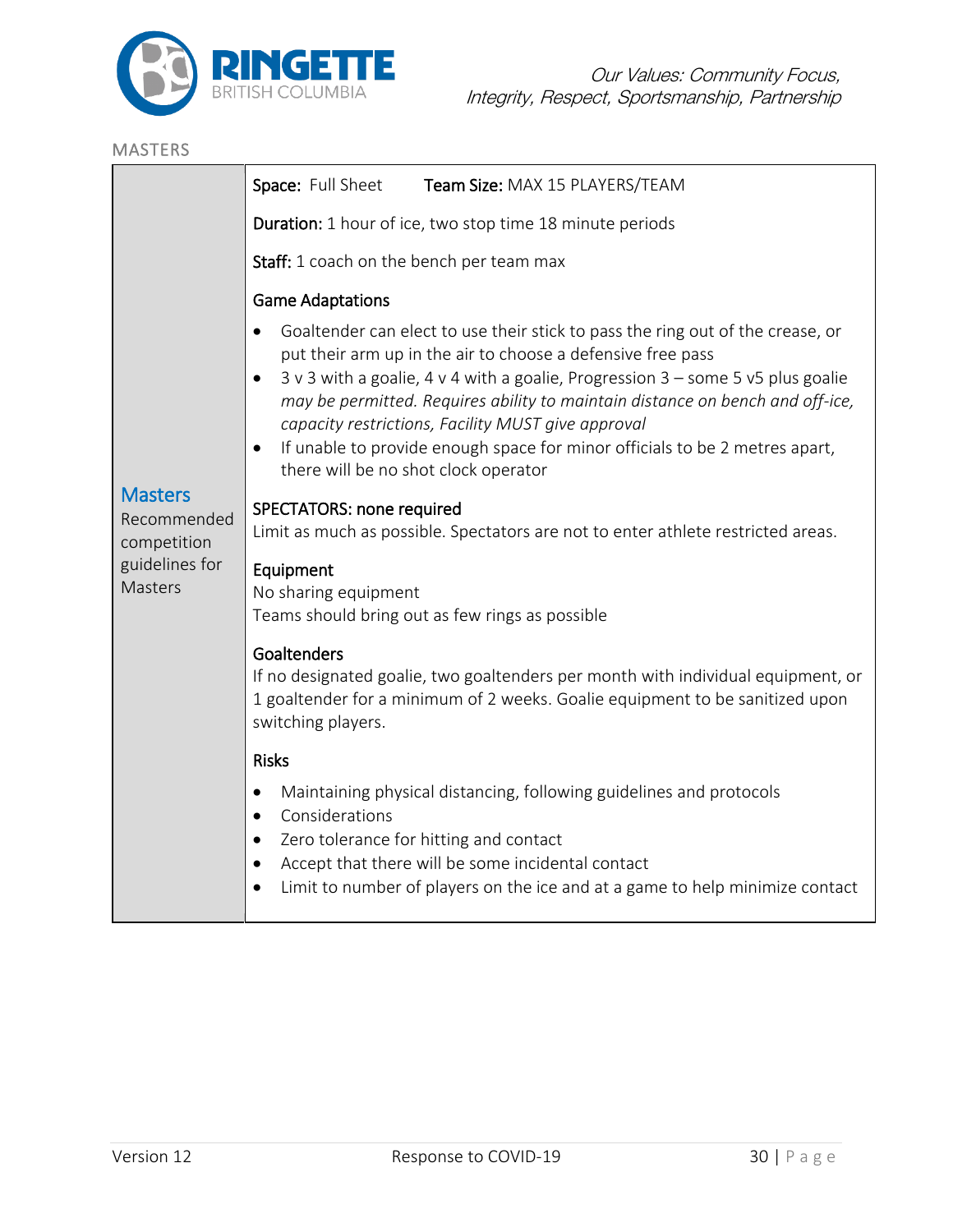MASTERS

**Masters**

Recommended competition guidelines for Masters

**Space:** Full Sheet **Team Size:** MAX 15 PLAYERS/TEAM

**Duration:** 1 hour of ice, two stop time 18 minute periods

**Staff:** 1 coach on the bench per team max

**Game Adaptations**

- Goaltender can elect to use their stick to pass the ring out of the crease, or put their arm up in the air to choose a defensive free pass
- 3 v 3 with a goalie, 4 v 4 with a goalie, Progression 3 – some 5 v5 plus goalie *may be permitted. Requires ability to maintain distance on bench and off-ice, capacity restrictions, Facility MUST give approval*
- If unable to provide enough space for minor officials to be 2 metres apart, there will be no shot clock operator

**SPECTATORS: none required**

Limit as much as possible. Spectators are not to enter athlete restricted areas.

**Equipment**

No sharing equipment

Teams should bring out as few rings as possible

**Goaltenders**

If no designated goalie, two goaltenders per month with individual equipment, or 1 goaltender for a minimum of 2 weeks. Goalie equipment to be sanitized upon switching players.

**Risks**

- Maintaining physical distancing, following guidelines and protocols
- Considerations
- Zero tolerance for hitting and contact
- Accept that there will be some incidental contact
- Limit to number of players on the ice and at a game to help minimize contact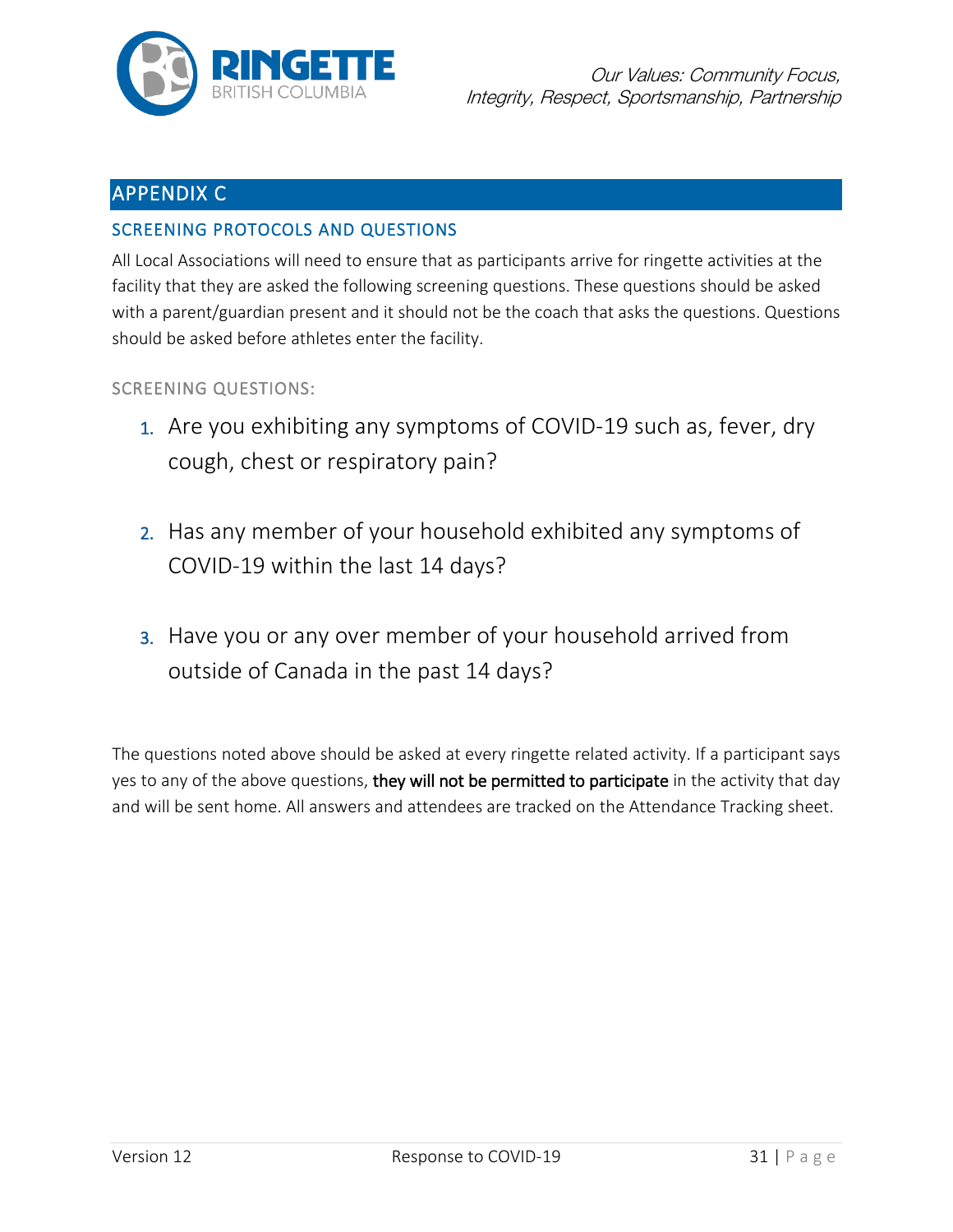## APPENDIX C

### SCREENING PROTOCOLS AND QUESTIONS

All Local Associations will need to ensure that as participants arrive for ringette activities at the facility that they are asked the following screening questions. These questions should be asked with a parent/guardian present and it should not be the coach that asks the questions. Questions should be asked before athletes enter the facility.

#### SCREENING QUESTIONS:

1. Are you exhibiting any symptoms of COVID-19 such as, fever, dry cough, chest or respiratory pain?
2. Has any member of your household exhibited any symptoms of COVID-19 within the last 14 days?
3. Have you or any over member of your household arrived from outside of Canada in the past 14 days?

The questions noted above should be asked at every ringette related activity. If a participant says yes to any of the above questions, **they will not be permitted to participate** in the activity that day and will be sent home. All answers and attendees are tracked on the Attendance Tracking sheet.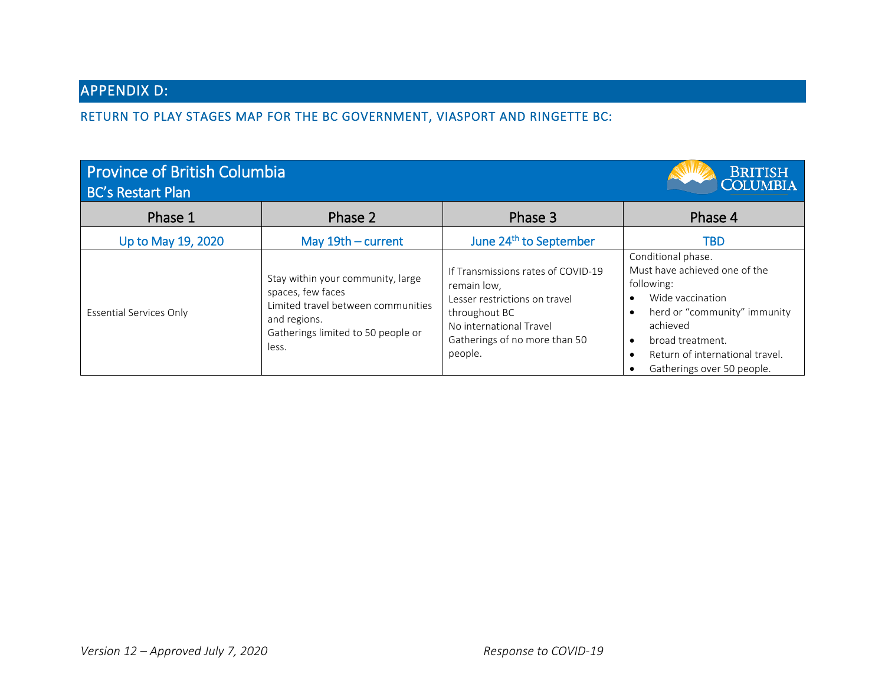# APPENDIX D:

## RETURN TO PLAY STAGES MAP FOR THE BC GOVERNMENT, VIASPORT AND RINGETTE BC:

**Province of British Columbia**
**BC's Restart Plan**

| Phase 1 | Phase 2 | Phase 3 | Phase 4 |
|---|---|---|---|
| Up to May 19, 2020 | May 19th – current | June 24th to September | TBD |
| Essential Services Only | Stay within your community, large spaces, few faces<br>Limited travel between communities and regions.<br>Gatherings limited to 50 people or less. | If Transmissions rates of COVID-19 remain low,<br>Lesser restrictions on travel throughout BC<br>No international Travel<br>Gatherings of no more than 50 people. | Conditional phase.<br>Must have achieved one of the following:<br>• Wide vaccination<br>• herd or "community" immunity achieved<br>• broad treatment.<br>• Return of international travel.<br>• Gatherings over 50 people. |

*Version 12 – Approved July 7, 2020* *Response to COVID-19*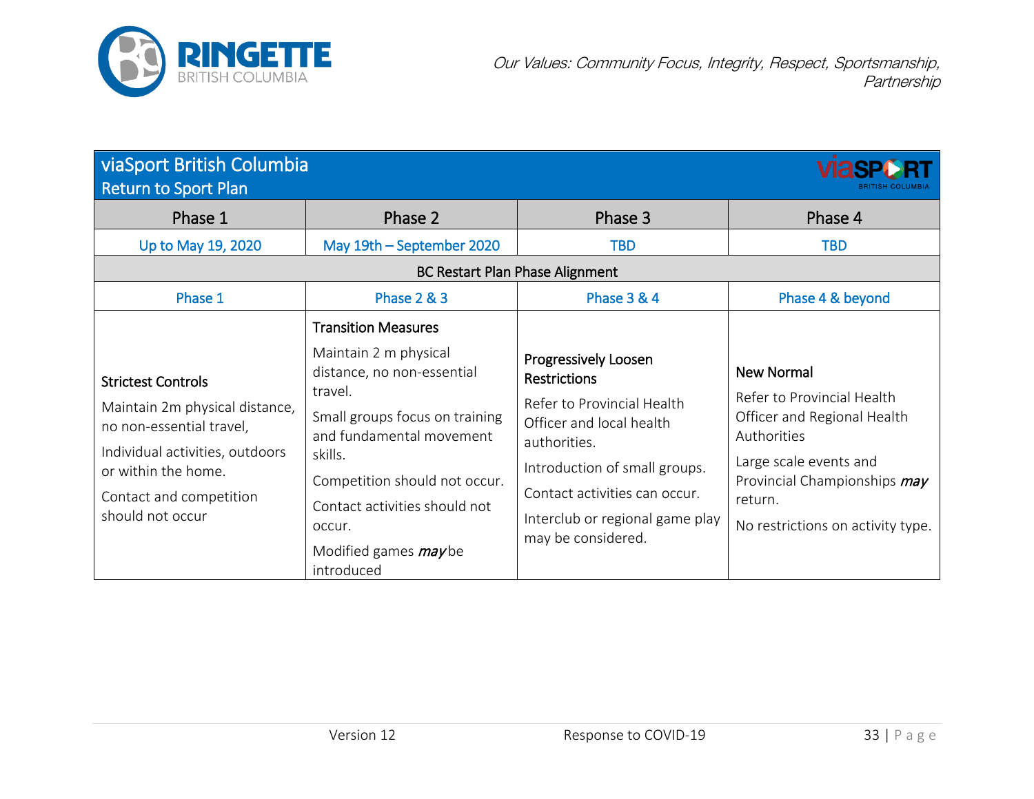*Our Values: Community Focus, Integrity, Respect, Sportsmanship, Partnership*

| viaSport British Columbia Return to Sport Plan | | | |
|---|---|---|---|
| Phase 1 | Phase 2 | Phase 3 | Phase 4 |
| Up to May 19, 2020 | May 19th – September 2020 | TBD | TBD |
| BC Restart Plan Phase Alignment | | | |
| Phase 1 | Phase 2 & 3 | Phase 3 & 4 | Phase 4 & beyond |
| **Strictest Controls**<br>Maintain 2m physical distance, no non-essential travel,<br>Individual activities, outdoors or within the home.<br>Contact and competition should not occur | **Transition Measures**<br>Maintain 2 m physical distance, no non-essential travel.<br>Small groups focus on training and fundamental movement skills.<br>Competition should not occur.<br>Contact activities should not occur.<br>Modified games ***may*** be introduced | **Progressively Loosen Restrictions**<br>Refer to Provincial Health Officer and local health authorities.<br>Introduction of small groups.<br>Contact activities can occur.<br>Interclub or regional game play may be considered. | **New Normal**<br>Refer to Provincial Health Officer and Regional Health Authorities<br>Large scale events and Provincial Championships ***may*** return.<br>No restrictions on activity type. |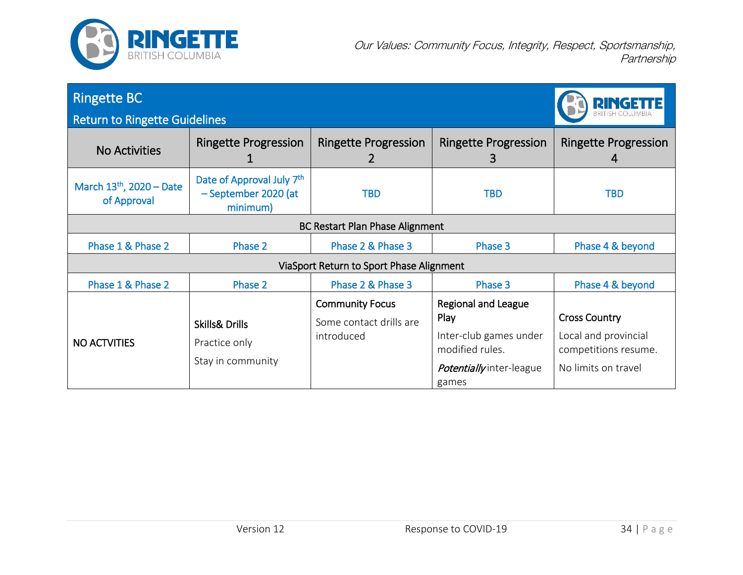*Our Values: Community Focus, Integrity, Respect, Sportsmanship, Partnership*

## Ringette BC

### Return to Ringette Guidelines

| No Activities | Ringette Progression 1 | Ringette Progression 2 | Ringette Progression 3 | Ringette Progression 4 |
|---|---|---|---|---|
| March 13th, 2020 – Date of Approval | Date of Approval July 7th – September 2020 (at minimum) | TBD | TBD | TBD |
| **BC Restart Plan Phase Alignment** | | | | |
| Phase 1 & Phase 2 | Phase 2 | Phase 2 & Phase 3 | Phase 3 | Phase 4 & beyond |
| **ViaSport Return to Sport Phase Alignment** | | | | |
| Phase 1 & Phase 2 | Phase 2 | Phase 2 & Phase 3 | Phase 3 | Phase 4 & beyond |
| NO ACTVITIES | **Skills& Drills**<br>Practice only<br>Stay in community | **Community Focus**<br>Some contact drills are introduced | **Regional and League Play**<br>Inter-club games under modified rules.<br>*Potentially* inter-league games | **Cross Country**<br>Local and provincial competitions resume.<br>No limits on travel |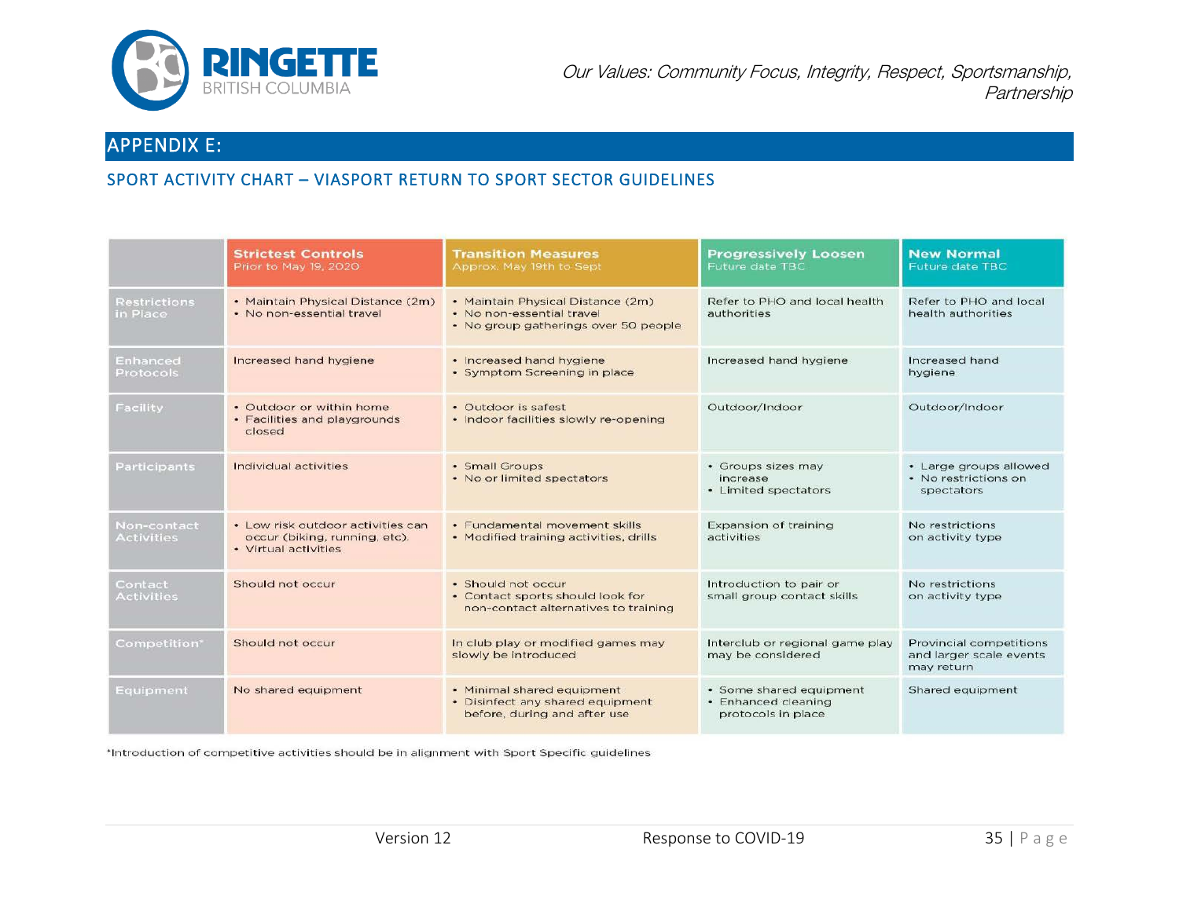## APPENDIX E:

### SPORT ACTIVITY CHART – VIASPORT RETURN TO SPORT SECTOR GUIDELINES

| | Strictest Controls<br>Prior to May 19, 2020 | Transition Measures<br>Approx. May 19th to Sept | Progressively Loosen<br>Future date TBC | New Normal<br>Future date TBC |
|---|---|---|---|---|
| Restrictions in Place | • Maintain Physical Distance (2m)<br>• No non-essential travel | • Maintain Physical Distance (2m)<br>• No non-essential travel<br>• No group gatherings over 50 people | Refer to PHO and local health authorities | Refer to PHO and local health authorities |
| Enhanced Protocols | Increased hand hygiene | • Increased hand hygiene<br>• Symptom Screening in place | Increased hand hygiene | Increased hand hygiene |
| Facility | • Outdoor or within home<br>• Facilities and playgrounds closed | • Outdoor is safest<br>• Indoor facilities slowly re-opening | Outdoor/Indoor | Outdoor/Indoor |
| Participants | Individual activities | • Small Groups<br>• No or limited spectators | • Groups sizes may increase<br>• Limited spectators | • Large groups allowed<br>• No restrictions on spectators |
| Non-contact Activities | • Low risk outdoor activities can occur (biking, running, etc).<br>• Virtual activities | • Fundamental movement skills<br>• Modified training activities, drills | Expansion of training activities | No restrictions on activity type |
| Contact Activities | Should not occur | • Should not occur<br>• Contact sports should look for non-contact alternatives to training | Introduction to pair or small group contact skills | No restrictions on activity type |
| Competition* | Should not occur | In club play or modified games may slowly be introduced | Interclub or regional game play may be considered | Provincial competitions and larger scale events may return |
| Equipment | No shared equipment | • Minimal shared equipment<br>• Disinfect any shared equipment before, during and after use | • Some shared equipment<br>• Enhanced cleaning protocols in place | Shared equipment |

*Introduction of competitive activities should be in alignment with Sport Specific guidelines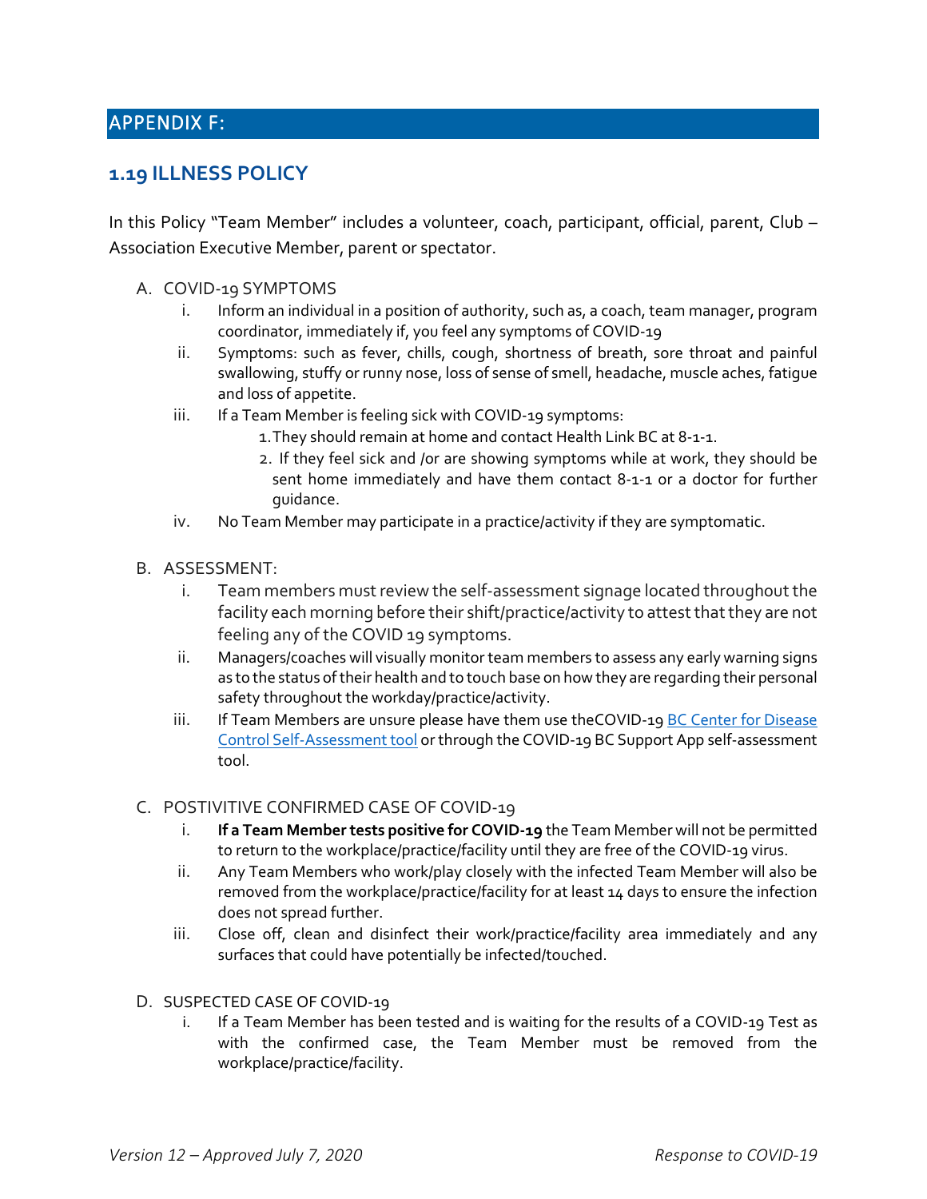## APPENDIX F:

### 1.19 ILLNESS POLICY

In this Policy "Team Member" includes a volunteer, coach, participant, official, parent, Club – Association Executive Member, parent or spectator.

A. COVID-19 SYMPTOMS
   i. Inform an individual in a position of authority, such as, a coach, team manager, program coordinator, immediately if, you feel any symptoms of COVID-19
   ii. Symptoms: such as fever, chills, cough, shortness of breath, sore throat and painful swallowing, stuffy or runny nose, loss of sense of smell, headache, muscle aches, fatigue and loss of appetite.
   iii. If a Team Member is feeling sick with COVID-19 symptoms:
      1. They should remain at home and contact Health Link BC at 8-1-1.
      2. If they feel sick and /or are showing symptoms while at work, they should be sent home immediately and have them contact 8-1-1 or a doctor for further guidance.
   iv. No Team Member may participate in a practice/activity if they are symptomatic.

B. ASSESSMENT:
   i. Team members must review the self-assessment signage located throughout the facility each morning before their shift/practice/activity to attest that they are not feeling any of the COVID 19 symptoms.
   ii. Managers/coaches will visually monitor team members to assess any early warning signs as to the status of their health and to touch base on how they are regarding their personal safety throughout the workday/practice/activity.
   iii. If Team Members are unsure please have them use theCOVID-19 BC Center for Disease Control Self-Assessment tool or through the COVID-19 BC Support App self-assessment tool.

C. POSTIVITIVE CONFIRMED CASE OF COVID-19
   i. **If a Team Member tests positive for COVID-19** the Team Member will not be permitted to return to the workplace/practice/facility until they are free of the COVID-19 virus.
   ii. Any Team Members who work/play closely with the infected Team Member will also be removed from the workplace/practice/facility for at least 14 days to ensure the infection does not spread further.
   iii. Close off, clean and disinfect their work/practice/facility area immediately and any surfaces that could have potentially be infected/touched.

D. SUSPECTED CASE OF COVID-19
   i. If a Team Member has been tested and is waiting for the results of a COVID-19 Test as with the confirmed case, the Team Member must be removed from the workplace/practice/facility.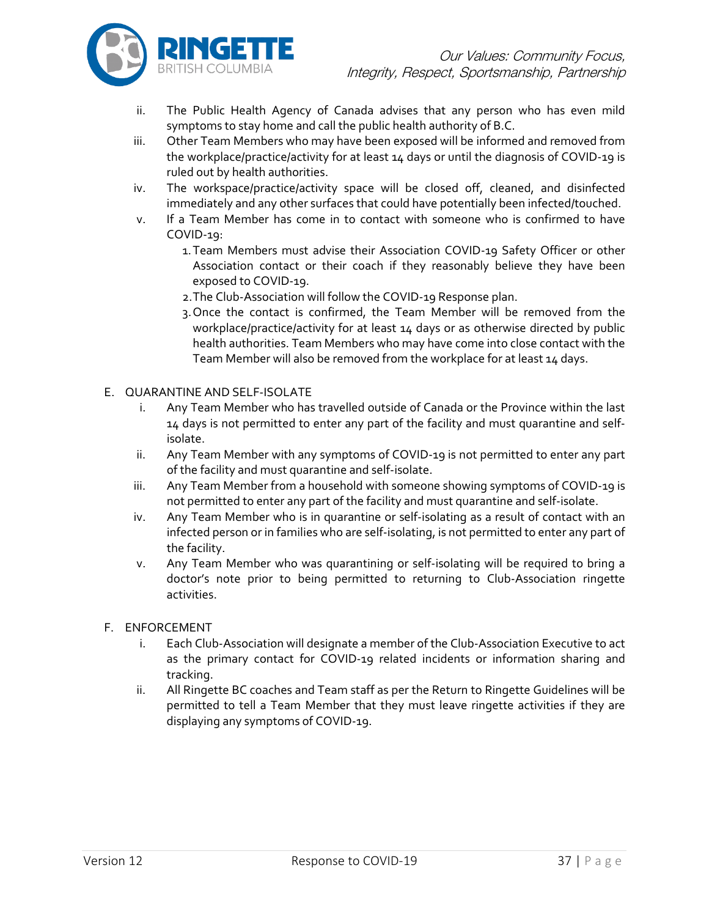ii. The Public Health Agency of Canada advises that any person who has even mild symptoms to stay home and call the public health authority of B.C.

iii. Other Team Members who may have been exposed will be informed and removed from the workplace/practice/activity for at least 14 days or until the diagnosis of COVID-19 is ruled out by health authorities.

iv. The workspace/practice/activity space will be closed off, cleaned, and disinfected immediately and any other surfaces that could have potentially been infected/touched.

v. If a Team Member has come in to contact with someone who is confirmed to have COVID-19:

1. Team Members must advise their Association COVID-19 Safety Officer or other Association contact or their coach if they reasonably believe they have been exposed to COVID-19.
2. The Club-Association will follow the COVID-19 Response plan.
3. Once the contact is confirmed, the Team Member will be removed from the workplace/practice/activity for at least 14 days or as otherwise directed by public health authorities. Team Members who may have come into close contact with the Team Member will also be removed from the workplace for at least 14 days.

E. QUARANTINE AND SELF-ISOLATE

i. Any Team Member who has travelled outside of Canada or the Province within the last 14 days is not permitted to enter any part of the facility and must quarantine and self-isolate.

ii. Any Team Member with any symptoms of COVID-19 is not permitted to enter any part of the facility and must quarantine and self-isolate.

iii. Any Team Member from a household with someone showing symptoms of COVID-19 is not permitted to enter any part of the facility and must quarantine and self-isolate.

iv. Any Team Member who is in quarantine or self-isolating as a result of contact with an infected person or in families who are self-isolating, is not permitted to enter any part of the facility.

v. Any Team Member who was quarantining or self-isolating will be required to bring a doctor's note prior to being permitted to returning to Club-Association ringette activities.

F. ENFORCEMENT

i. Each Club-Association will designate a member of the Club-Association Executive to act as the primary contact for COVID-19 related incidents or information sharing and tracking.

ii. All Ringette BC coaches and Team staff as per the Return to Ringette Guidelines will be permitted to tell a Team Member that they must leave ringette activities if they are displaying any symptoms of COVID-19.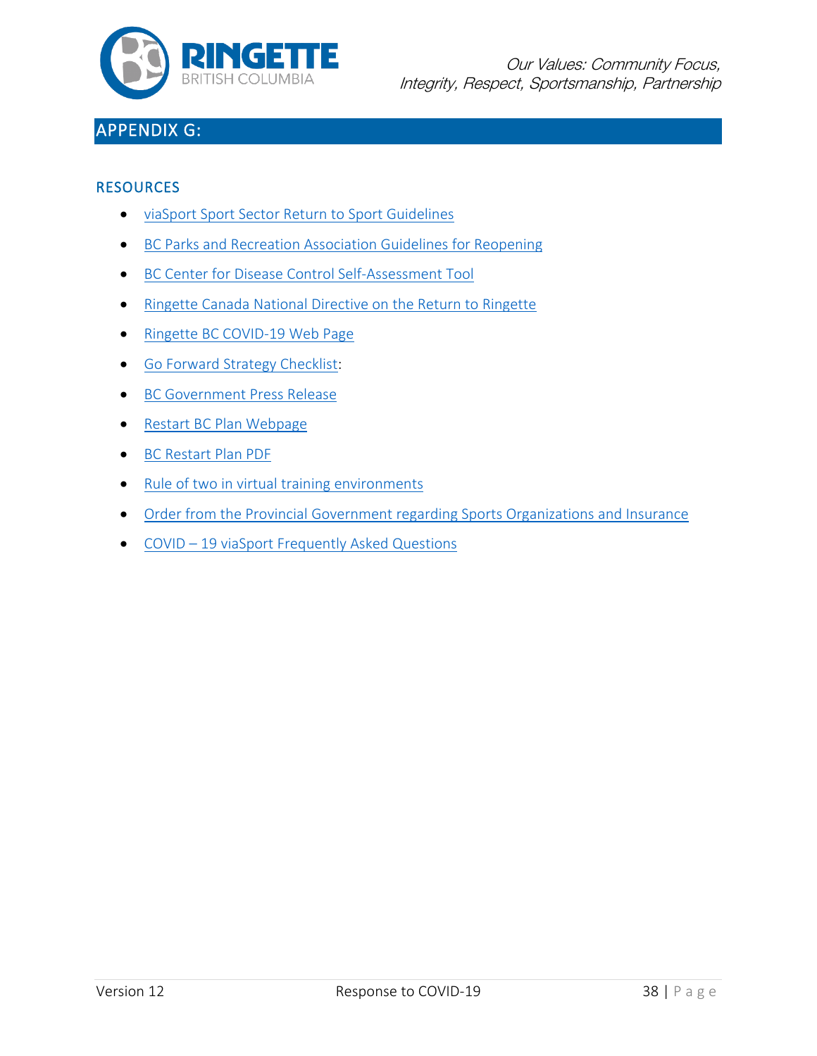## APPENDIX G:

### RESOURCES

- viaSport Sport Sector Return to Sport Guidelines
- BC Parks and Recreation Association Guidelines for Reopening
- BC Center for Disease Control Self-Assessment Tool
- Ringette Canada National Directive on the Return to Ringette
- Ringette BC COVID-19 Web Page
- Go Forward Strategy Checklist:
- BC Government Press Release
- Restart BC Plan Webpage
- BC Restart Plan PDF
- Rule of two in virtual training environments
- Order from the Provincial Government regarding Sports Organizations and Insurance
- COVID – 19 viaSport Frequently Asked Questions